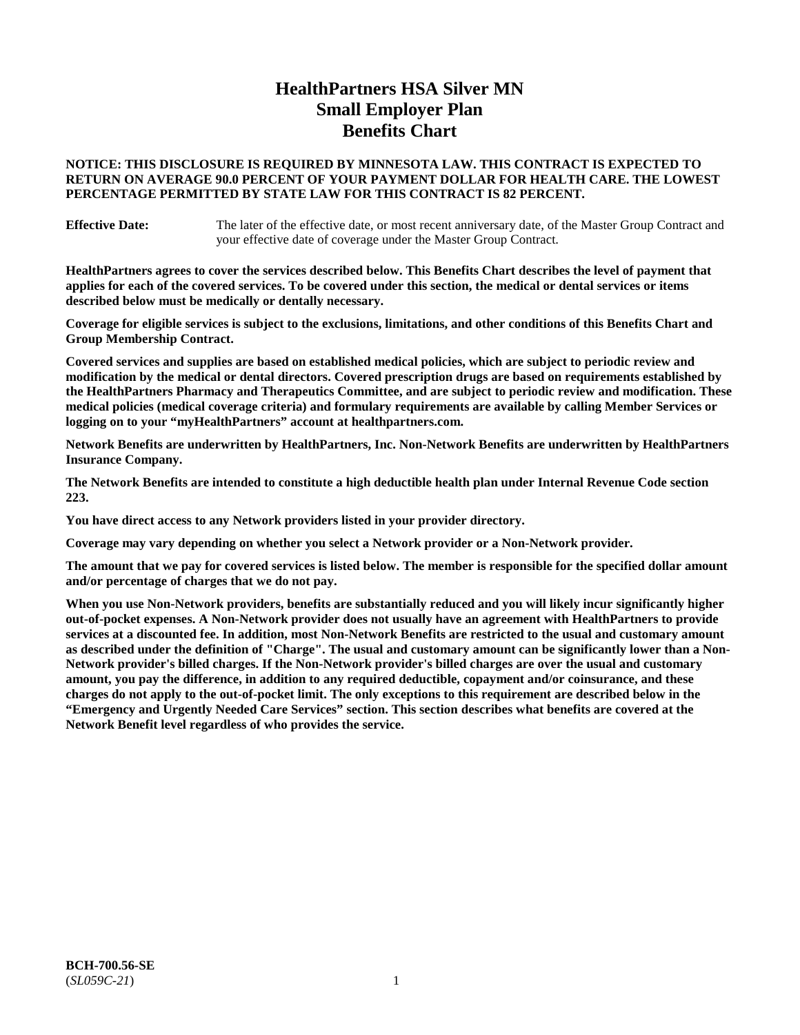# HealthPartners HSA Silver MN Small Employer Plan Benefits Chart

**NOTICE: THIS DISCLOSURE IS REQUIRED BY MINNESOTA LAW. THIS CONTRACT IS EXPECTED TO RETURN ON AVERAGE 90.0 PERCENT OF YOUR PAYMENT DOLLAR FOR HEALTH CARE. THE LOWEST PERCENTAGE PERMITTED BY STATE LAW FOR THIS CONTRACT IS 82 PERCENT.**

**Effective Date:** The later of the effective date, or most recent anniversary date, of the Master Group Contract and your effective date of coverage under the Master Group Contract.

**HealthPartners agrees to cover the services described below. This Benefits Chart describes the level of payment that applies for each of the covered services. To be covered under this section, the medical or dental services or items described below must be medically or dentally necessary.**

**Coverage for eligible services is subject to the exclusions, limitations, and other conditions of this Benefits Chart and Group Membership Contract.**

**Covered services and supplies are based on established medical policies, which are subject to periodic review and modification by the medical or dental directors. Covered prescription drugs are based on requirements established by the HealthPartners Pharmacy and Therapeutics Committee, and are subject to periodic review and modification. These medical policies (medical coverage criteria) and formulary requirements are available by calling Member Services or logging on to your "myHealthPartners" account at healthpartners.com.**

**Network Benefits are underwritten by HealthPartners, Inc. Non-Network Benefits are underwritten by HealthPartners Insurance Company.**

**The Network Benefits are intended to constitute a high deductible health plan under Internal Revenue Code section 223.**

**You have direct access to any Network providers listed in your provider directory.**

**Coverage may vary depending on whether you select a Network provider or a Non-Network provider.**

**The amount that we pay for covered services is listed below. The member is responsible for the specified dollar amount and/or percentage of charges that we do not pay.**

**When you use Non-Network providers, benefits are substantially reduced and you will likely incur significantly higher out-of-pocket expenses. A Non-Network provider does not usually have an agreement with HealthPartners to provide services at a discounted fee. In addition, most Non-Network Benefits are restricted to the usual and customary amount as described under the definition of "Charge". The usual and customary amount can be significantly lower than a Non-Network provider's billed charges. If the Non-Network provider's billed charges are over the usual and customary amount, you pay the difference, in addition to any required deductible, copayment and/or coinsurance, and these charges do not apply to the out-of-pocket limit. The only exceptions to this requirement are described below in the "Emergency and Urgently Needed Care Services" section. This section describes what benefits are covered at the Network Benefit level regardless of who provides the service.**

**BCH-700.56-SE**
(*SL059C-21*)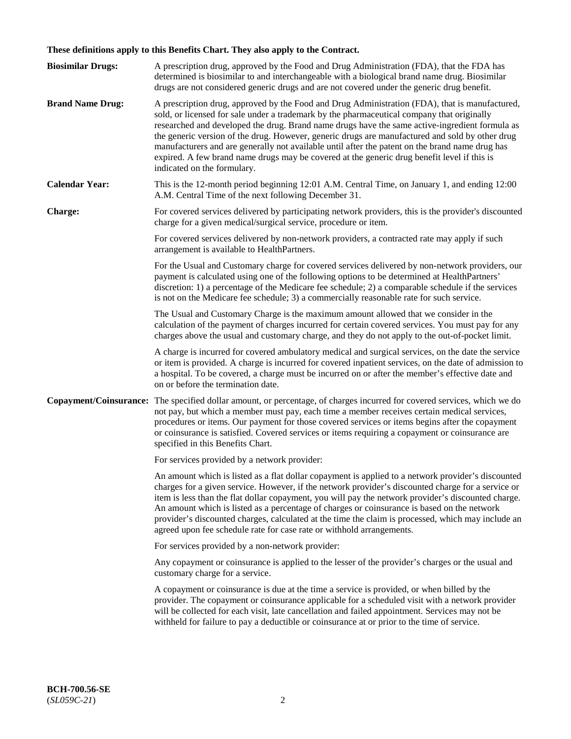**These definitions apply to this Benefits Chart. They also apply to the Contract.**

**Biosimilar Drugs:** A prescription drug, approved by the Food and Drug Administration (FDA), that the FDA has determined is biosimilar to and interchangeable with a biological brand name drug. Biosimilar drugs are not considered generic drugs and are not covered under the generic drug benefit.

**Brand Name Drug:** A prescription drug, approved by the Food and Drug Administration (FDA), that is manufactured, sold, or licensed for sale under a trademark by the pharmaceutical company that originally researched and developed the drug. Brand name drugs have the same active-ingredient formula as the generic version of the drug. However, generic drugs are manufactured and sold by other drug manufacturers and are generally not available until after the patent on the brand name drug has expired. A few brand name drugs may be covered at the generic drug benefit level if this is indicated on the formulary.

**Calendar Year:** This is the 12-month period beginning 12:01 A.M. Central Time, on January 1, and ending 12:00 A.M. Central Time of the next following December 31.

**Charge:** For covered services delivered by participating network providers, this is the provider's discounted charge for a given medical/surgical service, procedure or item.

For covered services delivered by non-network providers, a contracted rate may apply if such arrangement is available to HealthPartners.

For the Usual and Customary charge for covered services delivered by non-network providers, our payment is calculated using one of the following options to be determined at HealthPartners' discretion: 1) a percentage of the Medicare fee schedule; 2) a comparable schedule if the services is not on the Medicare fee schedule; 3) a commercially reasonable rate for such service.

The Usual and Customary Charge is the maximum amount allowed that we consider in the calculation of the payment of charges incurred for certain covered services. You must pay for any charges above the usual and customary charge, and they do not apply to the out-of-pocket limit.

A charge is incurred for covered ambulatory medical and surgical services, on the date the service or item is provided. A charge is incurred for covered inpatient services, on the date of admission to a hospital. To be covered, a charge must be incurred on or after the member's effective date and on or before the termination date.

**Copayment/Coinsurance:** The specified dollar amount, or percentage, of charges incurred for covered services, which we do not pay, but which a member must pay, each time a member receives certain medical services, procedures or items. Our payment for those covered services or items begins after the copayment or coinsurance is satisfied. Covered services or items requiring a copayment or coinsurance are specified in this Benefits Chart.

For services provided by a network provider:

An amount which is listed as a flat dollar copayment is applied to a network provider's discounted charges for a given service. However, if the network provider's discounted charge for a service or item is less than the flat dollar copayment, you will pay the network provider's discounted charge. An amount which is listed as a percentage of charges or coinsurance is based on the network provider's discounted charges, calculated at the time the claim is processed, which may include an agreed upon fee schedule rate for case rate or withhold arrangements.

For services provided by a non-network provider:

Any copayment or coinsurance is applied to the lesser of the provider's charges or the usual and customary charge for a service.

A copayment or coinsurance is due at the time a service is provided, or when billed by the provider. The copayment or coinsurance applicable for a scheduled visit with a network provider will be collected for each visit, late cancellation and failed appointment. Services may not be withheld for failure to pay a deductible or coinsurance at or prior to the time of service.

**BCH-700.56-SE**
(*SL059C-21*)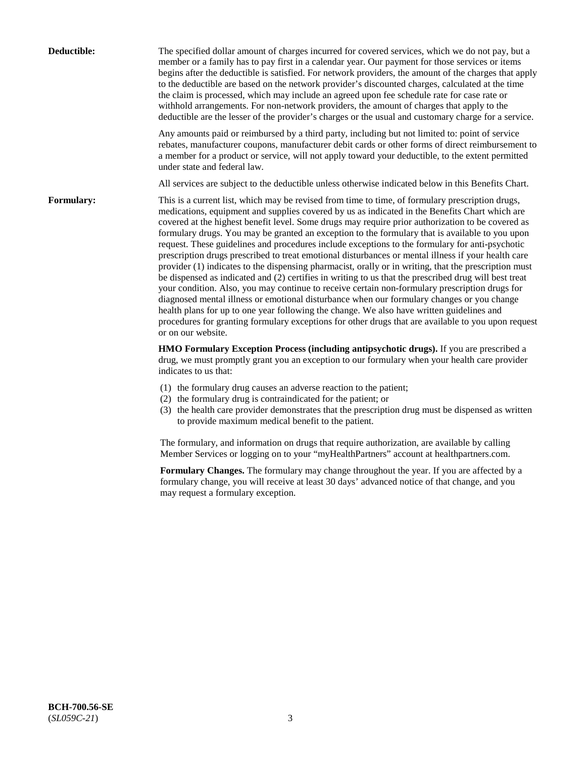**Deductible:** The specified dollar amount of charges incurred for covered services, which we do not pay, but a member or a family has to pay first in a calendar year. Our payment for those services or items begins after the deductible is satisfied. For network providers, the amount of the charges that apply to the deductible are based on the network provider's discounted charges, calculated at the time the claim is processed, which may include an agreed upon fee schedule rate for case rate or withhold arrangements. For non-network providers, the amount of charges that apply to the deductible are the lesser of the provider's charges or the usual and customary charge for a service.

Any amounts paid or reimbursed by a third party, including but not limited to: point of service rebates, manufacturer coupons, manufacturer debit cards or other forms of direct reimbursement to a member for a product or service, will not apply toward your deductible, to the extent permitted under state and federal law.

All services are subject to the deductible unless otherwise indicated below in this Benefits Chart.

**Formulary:** This is a current list, which may be revised from time to time, of formulary prescription drugs, medications, equipment and supplies covered by us as indicated in the Benefits Chart which are covered at the highest benefit level. Some drugs may require prior authorization to be covered as formulary drugs. You may be granted an exception to the formulary that is available to you upon request. These guidelines and procedures include exceptions to the formulary for anti-psychotic prescription drugs prescribed to treat emotional disturbances or mental illness if your health care provider (1) indicates to the dispensing pharmacist, orally or in writing, that the prescription must be dispensed as indicated and (2) certifies in writing to us that the prescribed drug will best treat your condition. Also, you may continue to receive certain non-formulary prescription drugs for diagnosed mental illness or emotional disturbance when our formulary changes or you change health plans for up to one year following the change. We also have written guidelines and procedures for granting formulary exceptions for other drugs that are available to you upon request or on our website.

**HMO Formulary Exception Process (including antipsychotic drugs).** If you are prescribed a drug, we must promptly grant you an exception to our formulary when your health care provider indicates to us that:

(1) the formulary drug causes an adverse reaction to the patient;
(2) the formulary drug is contraindicated for the patient; or
(3) the health care provider demonstrates that the prescription drug must be dispensed as written to provide maximum medical benefit to the patient.

The formulary, and information on drugs that require authorization, are available by calling Member Services or logging on to your "myHealthPartners" account at healthpartners.com.

**Formulary Changes.** The formulary may change throughout the year. If you are affected by a formulary change, you will receive at least 30 days' advanced notice of that change, and you may request a formulary exception.

**BCH-700.56-SE**
(*SL059C-21*)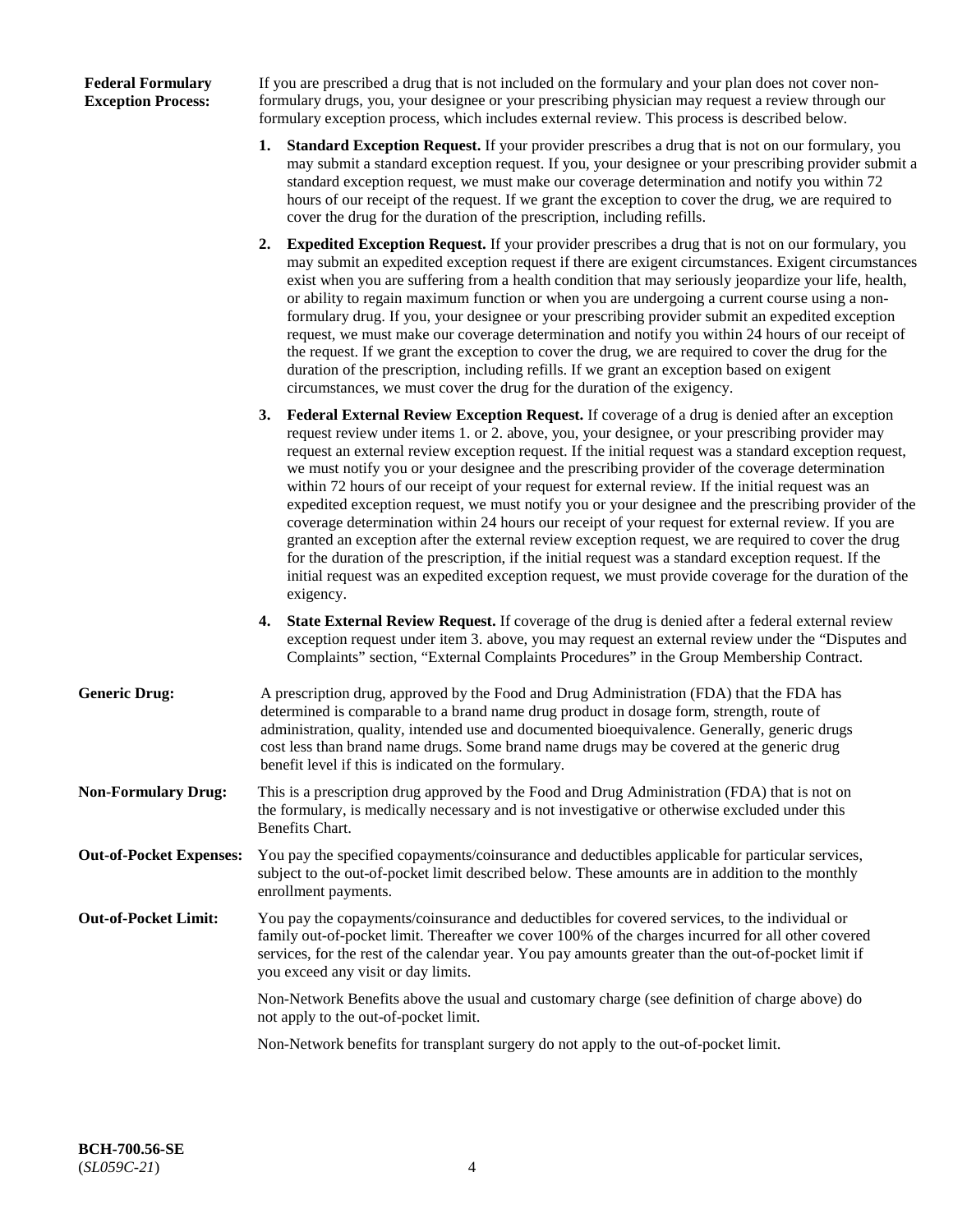**Federal Formulary Exception Process:** If you are prescribed a drug that is not included on the formulary and your plan does not cover non-formulary drugs, you, your designee or your prescribing physician may request a review through our formulary exception process, which includes external review. This process is described below.

1. **Standard Exception Request.** If your provider prescribes a drug that is not on our formulary, you may submit a standard exception request. If you, your designee or your prescribing provider submit a standard exception request, we must make our coverage determination and notify you within 72 hours of our receipt of the request. If we grant the exception to cover the drug, we are required to cover the drug for the duration of the prescription, including refills.

2. **Expedited Exception Request.** If your provider prescribes a drug that is not on our formulary, you may submit an expedited exception request if there are exigent circumstances. Exigent circumstances exist when you are suffering from a health condition that may seriously jeopardize your life, health, or ability to regain maximum function or when you are undergoing a current course using a non-formulary drug. If you, your designee or your prescribing provider submit an expedited exception request, we must make our coverage determination and notify you within 24 hours of our receipt of the request. If we grant the exception to cover the drug, we are required to cover the drug for the duration of the prescription, including refills. If we grant an exception based on exigent circumstances, we must cover the drug for the duration of the exigency.

3. **Federal External Review Exception Request.** If coverage of a drug is denied after an exception request review under items 1. or 2. above, you, your designee, or your prescribing provider may request an external review exception request. If the initial request was a standard exception request, we must notify you or your designee and the prescribing provider of the coverage determination within 72 hours of our receipt of your request for external review. If the initial request was an expedited exception request, we must notify you or your designee and the prescribing provider of the coverage determination within 24 hours our receipt of your request for external review. If you are granted an exception after the external review exception request, we are required to cover the drug for the duration of the prescription, if the initial request was a standard exception request. If the initial request was an expedited exception request, we must provide coverage for the duration of the exigency.

4. **State External Review Request.** If coverage of the drug is denied after a federal external review exception request under item 3. above, you may request an external review under the "Disputes and Complaints" section, "External Complaints Procedures" in the Group Membership Contract.

**Generic Drug:** A prescription drug, approved by the Food and Drug Administration (FDA) that the FDA has determined is comparable to a brand name drug product in dosage form, strength, route of administration, quality, intended use and documented bioequivalence. Generally, generic drugs cost less than brand name drugs. Some brand name drugs may be covered at the generic drug benefit level if this is indicated on the formulary.

**Non-Formulary Drug:** This is a prescription drug approved by the Food and Drug Administration (FDA) that is not on the formulary, is medically necessary and is not investigative or otherwise excluded under this Benefits Chart.

**Out-of-Pocket Expenses:** You pay the specified copayments/coinsurance and deductibles applicable for particular services, subject to the out-of-pocket limit described below. These amounts are in addition to the monthly enrollment payments.

**Out-of-Pocket Limit:** You pay the copayments/coinsurance and deductibles for covered services, to the individual or family out-of-pocket limit. Thereafter we cover 100% of the charges incurred for all other covered services, for the rest of the calendar year. You pay amounts greater than the out-of-pocket limit if you exceed any visit or day limits.

Non-Network Benefits above the usual and customary charge (see definition of charge above) do not apply to the out-of-pocket limit.

Non-Network benefits for transplant surgery do not apply to the out-of-pocket limit.

**BCH-700.56-SE**
(*SL059C-21*)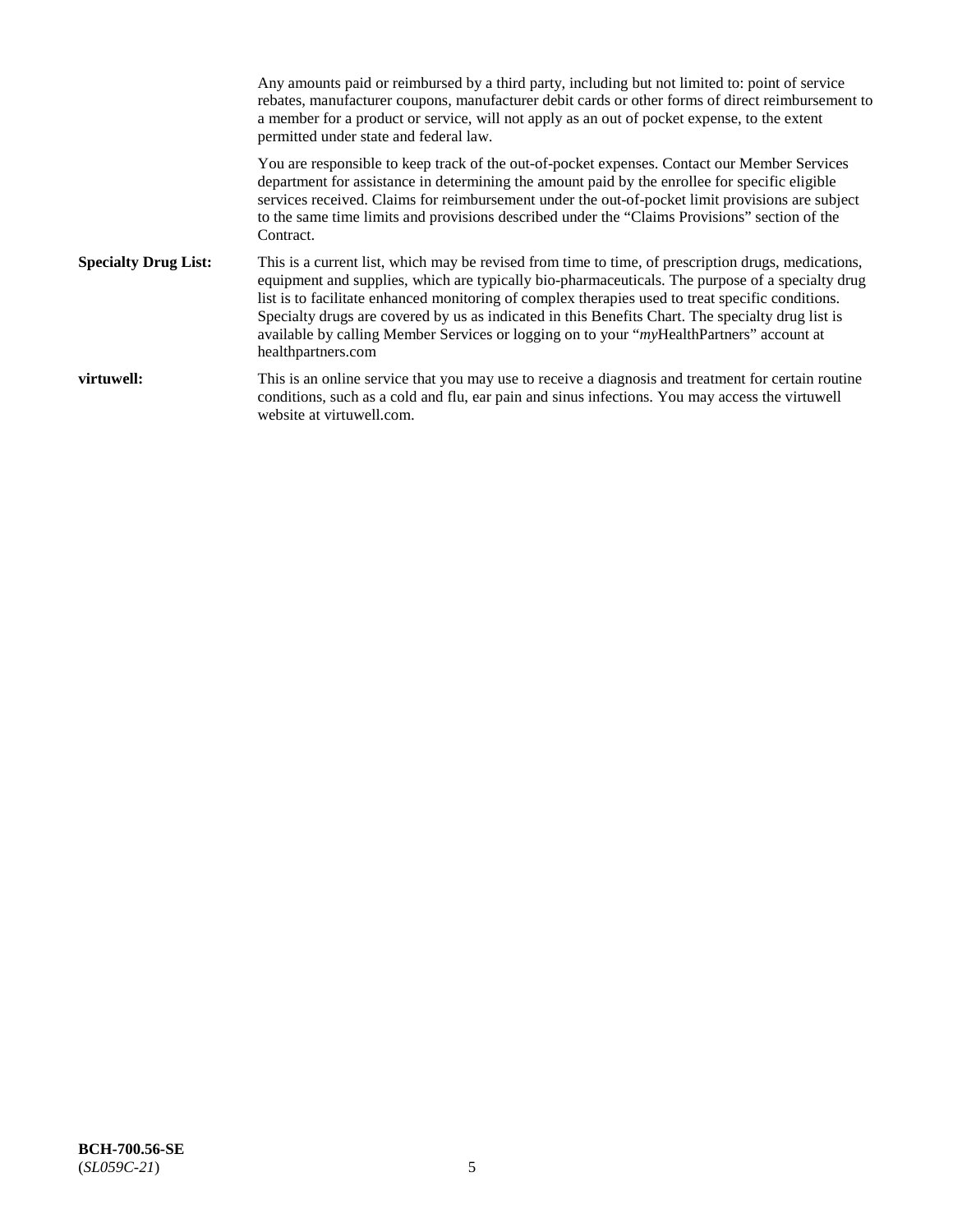Any amounts paid or reimbursed by a third party, including but not limited to: point of service rebates, manufacturer coupons, manufacturer debit cards or other forms of direct reimbursement to a member for a product or service, will not apply as an out of pocket expense, to the extent permitted under state and federal law.

You are responsible to keep track of the out-of-pocket expenses. Contact our Member Services department for assistance in determining the amount paid by the enrollee for specific eligible services received. Claims for reimbursement under the out-of-pocket limit provisions are subject to the same time limits and provisions described under the "Claims Provisions" section of the Contract.

**Specialty Drug List:** This is a current list, which may be revised from time to time, of prescription drugs, medications, equipment and supplies, which are typically bio-pharmaceuticals. The purpose of a specialty drug list is to facilitate enhanced monitoring of complex therapies used to treat specific conditions. Specialty drugs are covered by us as indicated in this Benefits Chart. The specialty drug list is available by calling Member Services or logging on to your "*my*HealthPartners" account at healthpartners.com

**virtuwell:** This is an online service that you may use to receive a diagnosis and treatment for certain routine conditions, such as a cold and flu, ear pain and sinus infections. You may access the virtuwell website at virtuwell.com.

**BCH-700.56-SE**
(*SL059C-21*)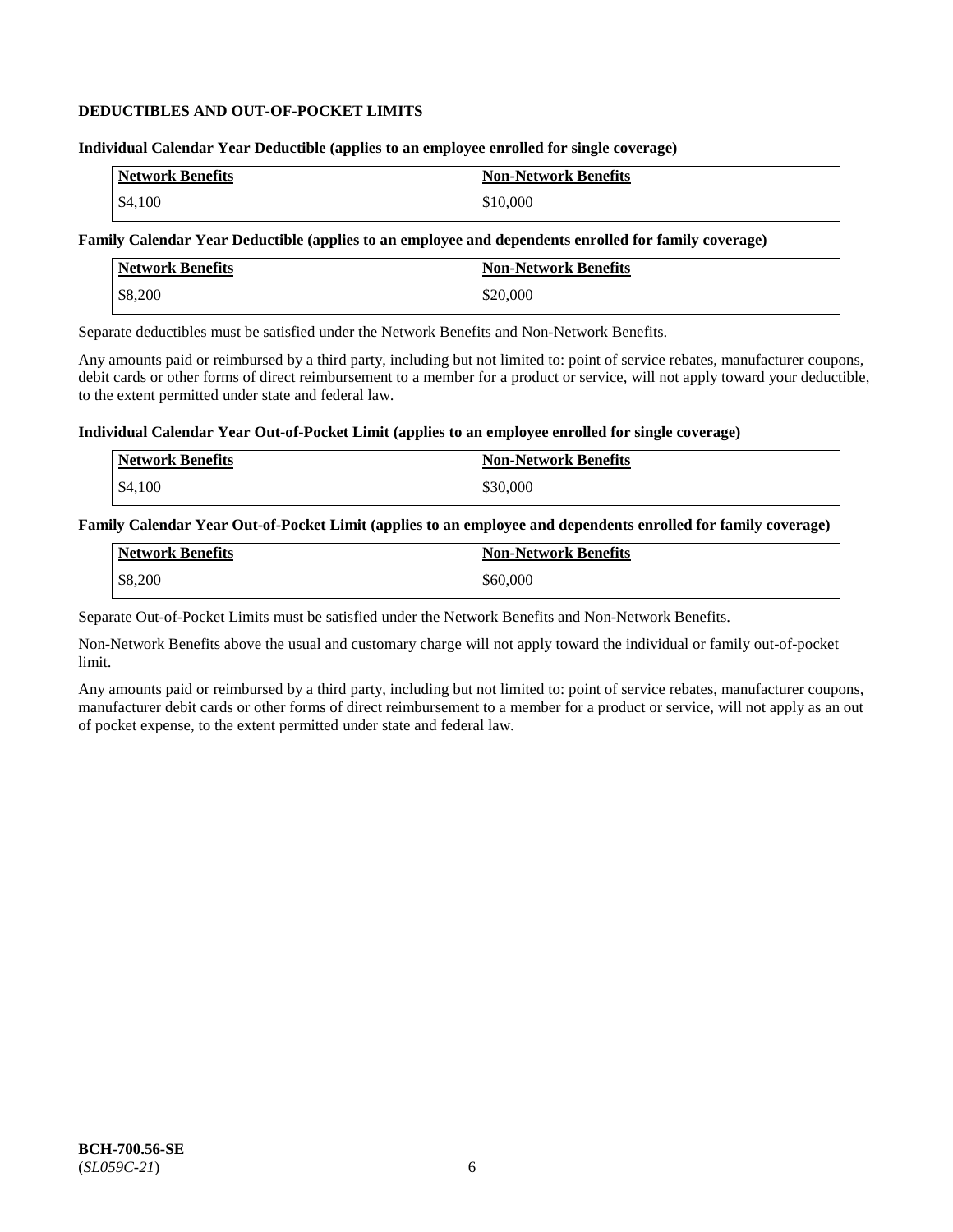### DEDUCTIBLES AND OUT-OF-POCKET LIMITS

**Individual Calendar Year Deductible (applies to an employee enrolled for single coverage)**

| Network Benefits | Non-Network Benefits |
|---|---|
| $4,100 | $10,000 |

**Family Calendar Year Deductible (applies to an employee and dependents enrolled for family coverage)**

| Network Benefits | Non-Network Benefits |
|---|---|
| $8,200 | $20,000 |

Separate deductibles must be satisfied under the Network Benefits and Non-Network Benefits.

Any amounts paid or reimbursed by a third party, including but not limited to: point of service rebates, manufacturer coupons, debit cards or other forms of direct reimbursement to a member for a product or service, will not apply toward your deductible, to the extent permitted under state and federal law.

**Individual Calendar Year Out-of-Pocket Limit (applies to an employee enrolled for single coverage)**

| Network Benefits | Non-Network Benefits |
|---|---|
| $4,100 | $30,000 |

**Family Calendar Year Out-of-Pocket Limit (applies to an employee and dependents enrolled for family coverage)**

| Network Benefits | Non-Network Benefits |
|---|---|
| $8,200 | $60,000 |

Separate Out-of-Pocket Limits must be satisfied under the Network Benefits and Non-Network Benefits.

Non-Network Benefits above the usual and customary charge will not apply toward the individual or family out-of-pocket limit.

Any amounts paid or reimbursed by a third party, including but not limited to: point of service rebates, manufacturer coupons, manufacturer debit cards or other forms of direct reimbursement to a member for a product or service, will not apply as an out of pocket expense, to the extent permitted under state and federal law.

**BCH-700.56-SE**
(*SL059C-21*)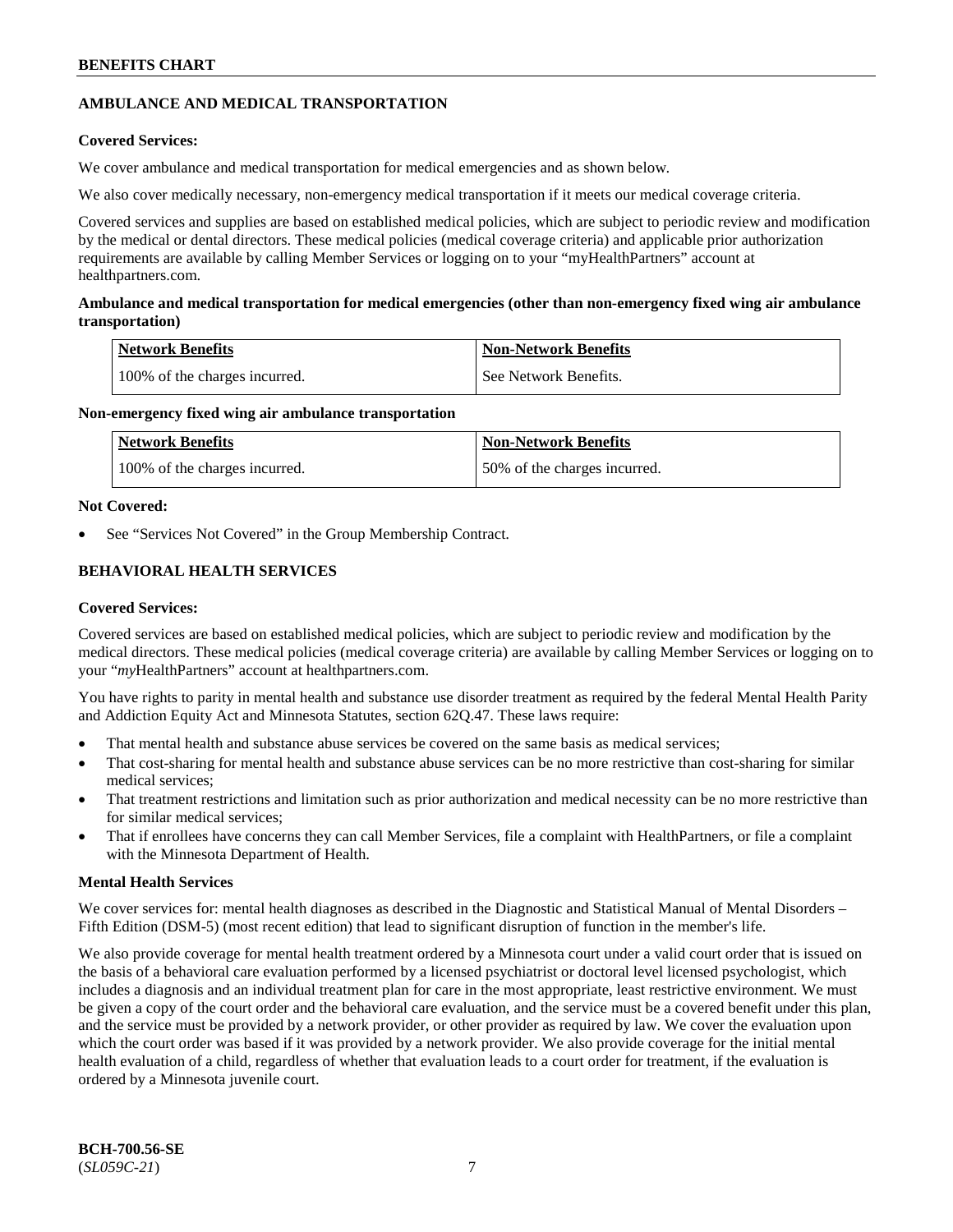## AMBULANCE AND MEDICAL TRANSPORTATION

**Covered Services:**

We cover ambulance and medical transportation for medical emergencies and as shown below.

We also cover medically necessary, non-emergency medical transportation if it meets our medical coverage criteria.

Covered services and supplies are based on established medical policies, which are subject to periodic review and modification by the medical or dental directors. These medical policies (medical coverage criteria) and applicable prior authorization requirements are available by calling Member Services or logging on to your "myHealthPartners" account at healthpartners.com.

**Ambulance and medical transportation for medical emergencies (other than non-emergency fixed wing air ambulance transportation)**

| Network Benefits | Non-Network Benefits |
|---|---|
| 100% of the charges incurred. | See Network Benefits. |

**Non-emergency fixed wing air ambulance transportation**

| Network Benefits | Non-Network Benefits |
|---|---|
| 100% of the charges incurred. | 50% of the charges incurred. |

**Not Covered:**

- See "Services Not Covered" in the Group Membership Contract.

## BEHAVIORAL HEALTH SERVICES

**Covered Services:**

Covered services are based on established medical policies, which are subject to periodic review and modification by the medical directors. These medical policies (medical coverage criteria) are available by calling Member Services or logging on to your "*my*HealthPartners" account at healthpartners.com.

You have rights to parity in mental health and substance use disorder treatment as required by the federal Mental Health Parity and Addiction Equity Act and Minnesota Statutes, section 62Q.47. These laws require:

- That mental health and substance abuse services be covered on the same basis as medical services;
- That cost-sharing for mental health and substance abuse services can be no more restrictive than cost-sharing for similar medical services;
- That treatment restrictions and limitation such as prior authorization and medical necessity can be no more restrictive than for similar medical services;
- That if enrollees have concerns they can call Member Services, file a complaint with HealthPartners, or file a complaint with the Minnesota Department of Health.

**Mental Health Services**

We cover services for: mental health diagnoses as described in the Diagnostic and Statistical Manual of Mental Disorders – Fifth Edition (DSM-5) (most recent edition) that lead to significant disruption of function in the member's life.

We also provide coverage for mental health treatment ordered by a Minnesota court under a valid court order that is issued on the basis of a behavioral care evaluation performed by a licensed psychiatrist or doctoral level licensed psychologist, which includes a diagnosis and an individual treatment plan for care in the most appropriate, least restrictive environment. We must be given a copy of the court order and the behavioral care evaluation, and the service must be a covered benefit under this plan, and the service must be provided by a network provider, or other provider as required by law. We cover the evaluation upon which the court order was based if it was provided by a network provider. We also provide coverage for the initial mental health evaluation of a child, regardless of whether that evaluation leads to a court order for treatment, if the evaluation is ordered by a Minnesota juvenile court.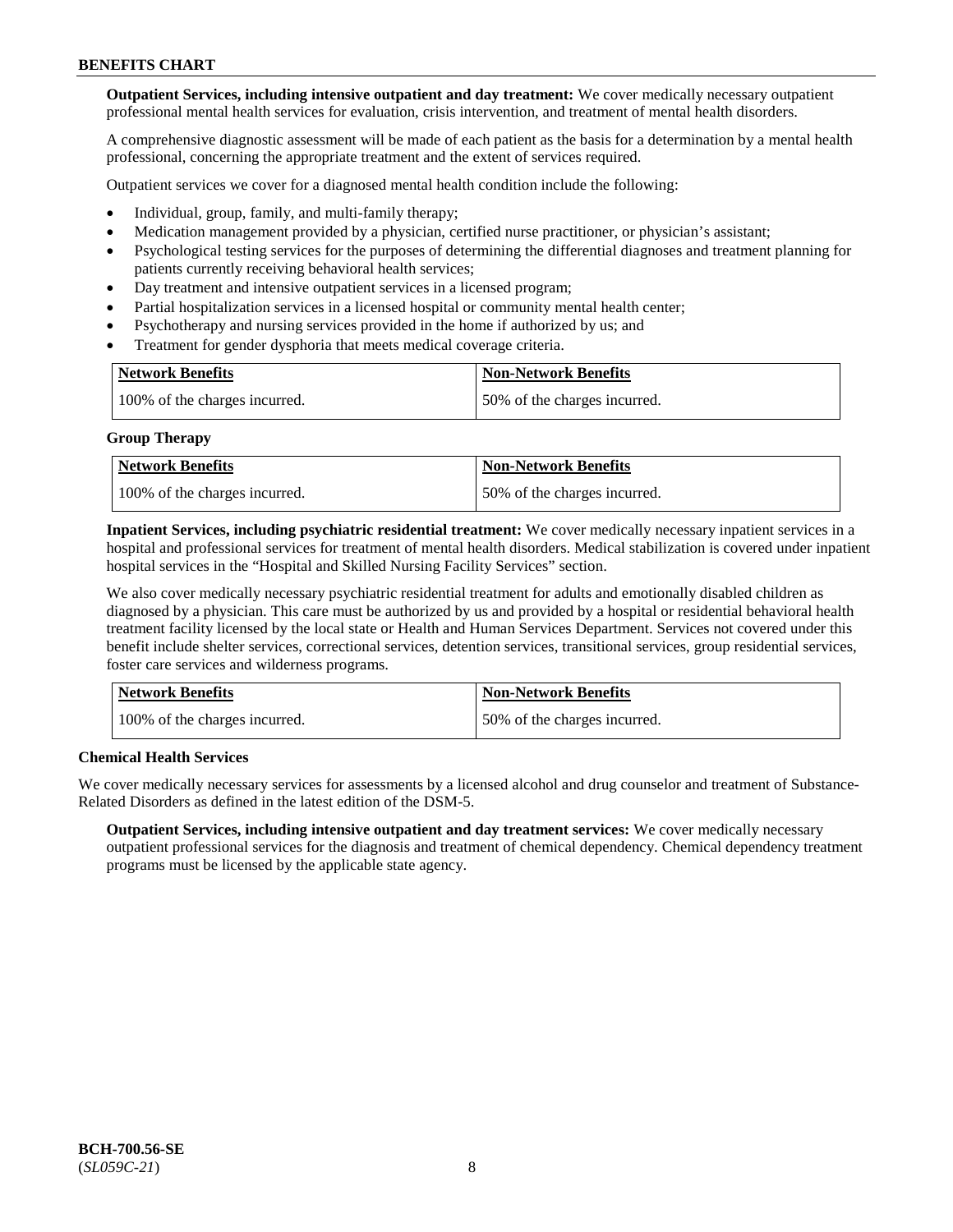**Outpatient Services, including intensive outpatient and day treatment:** We cover medically necessary outpatient professional mental health services for evaluation, crisis intervention, and treatment of mental health disorders.

A comprehensive diagnostic assessment will be made of each patient as the basis for a determination by a mental health professional, concerning the appropriate treatment and the extent of services required.

Outpatient services we cover for a diagnosed mental health condition include the following:

- Individual, group, family, and multi-family therapy;
- Medication management provided by a physician, certified nurse practitioner, or physician's assistant;
- Psychological testing services for the purposes of determining the differential diagnoses and treatment planning for patients currently receiving behavioral health services;
- Day treatment and intensive outpatient services in a licensed program;
- Partial hospitalization services in a licensed hospital or community mental health center;
- Psychotherapy and nursing services provided in the home if authorized by us; and
- Treatment for gender dysphoria that meets medical coverage criteria.

| Network Benefits | Non-Network Benefits |
|---|---|
| 100% of the charges incurred. | 50% of the charges incurred. |

**Group Therapy**

| Network Benefits | Non-Network Benefits |
|---|---|
| 100% of the charges incurred. | 50% of the charges incurred. |

**Inpatient Services, including psychiatric residential treatment:** We cover medically necessary inpatient services in a hospital and professional services for treatment of mental health disorders. Medical stabilization is covered under inpatient hospital services in the "Hospital and Skilled Nursing Facility Services" section.

We also cover medically necessary psychiatric residential treatment for adults and emotionally disabled children as diagnosed by a physician. This care must be authorized by us and provided by a hospital or residential behavioral health treatment facility licensed by the local state or Health and Human Services Department. Services not covered under this benefit include shelter services, correctional services, detention services, transitional services, group residential services, foster care services and wilderness programs.

| Network Benefits | Non-Network Benefits |
|---|---|
| 100% of the charges incurred. | 50% of the charges incurred. |

**Chemical Health Services**

We cover medically necessary services for assessments by a licensed alcohol and drug counselor and treatment of Substance-Related Disorders as defined in the latest edition of the DSM-5.

**Outpatient Services, including intensive outpatient and day treatment services:** We cover medically necessary outpatient professional services for the diagnosis and treatment of chemical dependency. Chemical dependency treatment programs must be licensed by the applicable state agency.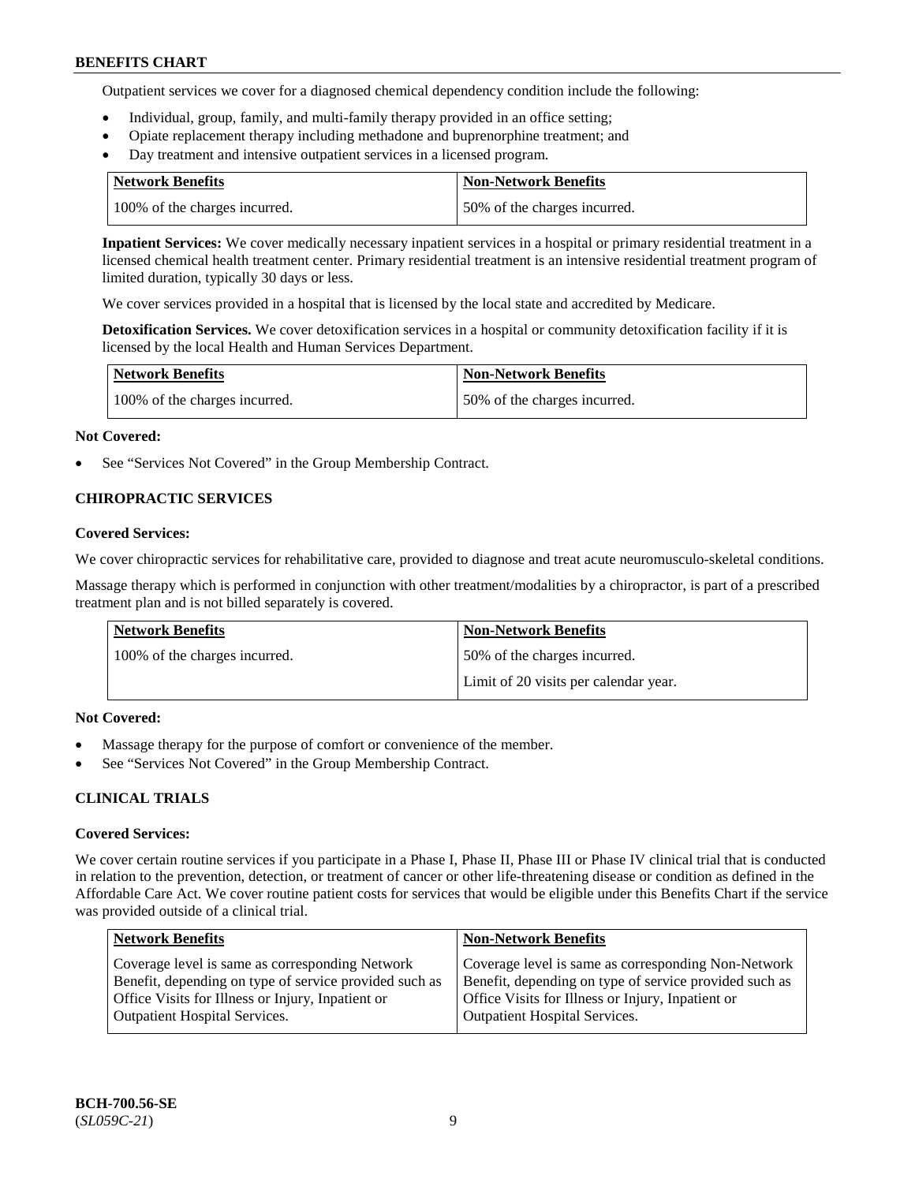Outpatient services we cover for a diagnosed chemical dependency condition include the following:

- Individual, group, family, and multi-family therapy provided in an office setting;
- Opiate replacement therapy including methadone and buprenorphine treatment; and
- Day treatment and intensive outpatient services in a licensed program.

| Network Benefits | Non-Network Benefits |
|---|---|
| 100% of the charges incurred. | 50% of the charges incurred. |

**Inpatient Services:** We cover medically necessary inpatient services in a hospital or primary residential treatment in a licensed chemical health treatment center. Primary residential treatment is an intensive residential treatment program of limited duration, typically 30 days or less.

We cover services provided in a hospital that is licensed by the local state and accredited by Medicare.

**Detoxification Services.** We cover detoxification services in a hospital or community detoxification facility if it is licensed by the local Health and Human Services Department.

| Network Benefits | Non-Network Benefits |
|---|---|
| 100% of the charges incurred. | 50% of the charges incurred. |

**Not Covered:**

- See "Services Not Covered" in the Group Membership Contract.

## CHIROPRACTIC SERVICES

**Covered Services:**

We cover chiropractic services for rehabilitative care, provided to diagnose and treat acute neuromusculo-skeletal conditions.

Massage therapy which is performed in conjunction with other treatment/modalities by a chiropractor, is part of a prescribed treatment plan and is not billed separately is covered.

| Network Benefits | Non-Network Benefits |
|---|---|
| 100% of the charges incurred. | 50% of the charges incurred.<br>Limit of 20 visits per calendar year. |

**Not Covered:**

- Massage therapy for the purpose of comfort or convenience of the member.
- See "Services Not Covered" in the Group Membership Contract.

## CLINICAL TRIALS

**Covered Services:**

We cover certain routine services if you participate in a Phase I, Phase II, Phase III or Phase IV clinical trial that is conducted in relation to the prevention, detection, or treatment of cancer or other life-threatening disease or condition as defined in the Affordable Care Act. We cover routine patient costs for services that would be eligible under this Benefits Chart if the service was provided outside of a clinical trial.

| Network Benefits | Non-Network Benefits |
|---|---|
| Coverage level is same as corresponding Network Benefit, depending on type of service provided such as Office Visits for Illness or Injury, Inpatient or Outpatient Hospital Services. | Coverage level is same as corresponding Non-Network Benefit, depending on type of service provided such as Office Visits for Illness or Injury, Inpatient or Outpatient Hospital Services. |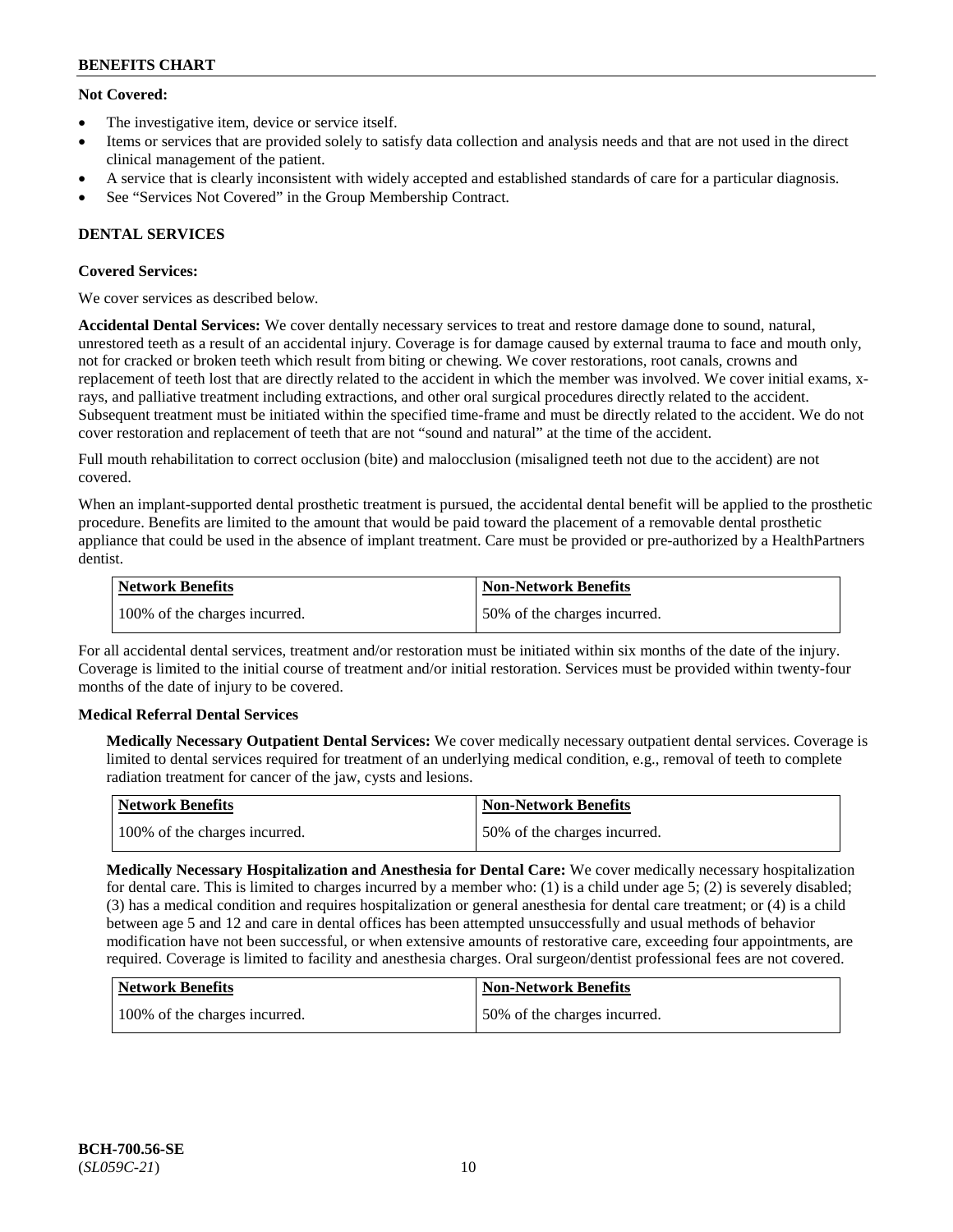**Not Covered:**

- The investigative item, device or service itself.
- Items or services that are provided solely to satisfy data collection and analysis needs and that are not used in the direct clinical management of the patient.
- A service that is clearly inconsistent with widely accepted and established standards of care for a particular diagnosis.
- See "Services Not Covered" in the Group Membership Contract.

## DENTAL SERVICES

**Covered Services:**

We cover services as described below.

**Accidental Dental Services:** We cover dentally necessary services to treat and restore damage done to sound, natural, unrestored teeth as a result of an accidental injury. Coverage is for damage caused by external trauma to face and mouth only, not for cracked or broken teeth which result from biting or chewing. We cover restorations, root canals, crowns and replacement of teeth lost that are directly related to the accident in which the member was involved. We cover initial exams, x-rays, and palliative treatment including extractions, and other oral surgical procedures directly related to the accident. Subsequent treatment must be initiated within the specified time-frame and must be directly related to the accident. We do not cover restoration and replacement of teeth that are not "sound and natural" at the time of the accident.

Full mouth rehabilitation to correct occlusion (bite) and malocclusion (misaligned teeth not due to the accident) are not covered.

When an implant-supported dental prosthetic treatment is pursued, the accidental dental benefit will be applied to the prosthetic procedure. Benefits are limited to the amount that would be paid toward the placement of a removable dental prosthetic appliance that could be used in the absence of implant treatment. Care must be provided or pre-authorized by a HealthPartners dentist.

| Network Benefits | Non-Network Benefits |
|---|---|
| 100% of the charges incurred. | 50% of the charges incurred. |

For all accidental dental services, treatment and/or restoration must be initiated within six months of the date of the injury. Coverage is limited to the initial course of treatment and/or initial restoration. Services must be provided within twenty-four months of the date of injury to be covered.

**Medical Referral Dental Services**

**Medically Necessary Outpatient Dental Services:** We cover medically necessary outpatient dental services. Coverage is limited to dental services required for treatment of an underlying medical condition, e.g., removal of teeth to complete radiation treatment for cancer of the jaw, cysts and lesions.

| Network Benefits | Non-Network Benefits |
|---|---|
| 100% of the charges incurred. | 50% of the charges incurred. |

**Medically Necessary Hospitalization and Anesthesia for Dental Care:** We cover medically necessary hospitalization for dental care. This is limited to charges incurred by a member who: (1) is a child under age 5; (2) is severely disabled; (3) has a medical condition and requires hospitalization or general anesthesia for dental care treatment; or (4) is a child between age 5 and 12 and care in dental offices has been attempted unsuccessfully and usual methods of behavior modification have not been successful, or when extensive amounts of restorative care, exceeding four appointments, are required. Coverage is limited to facility and anesthesia charges. Oral surgeon/dentist professional fees are not covered.

| Network Benefits | Non-Network Benefits |
|---|---|
| 100% of the charges incurred. | 50% of the charges incurred. |

BCH-700.56-SE
(*SL059C-21*)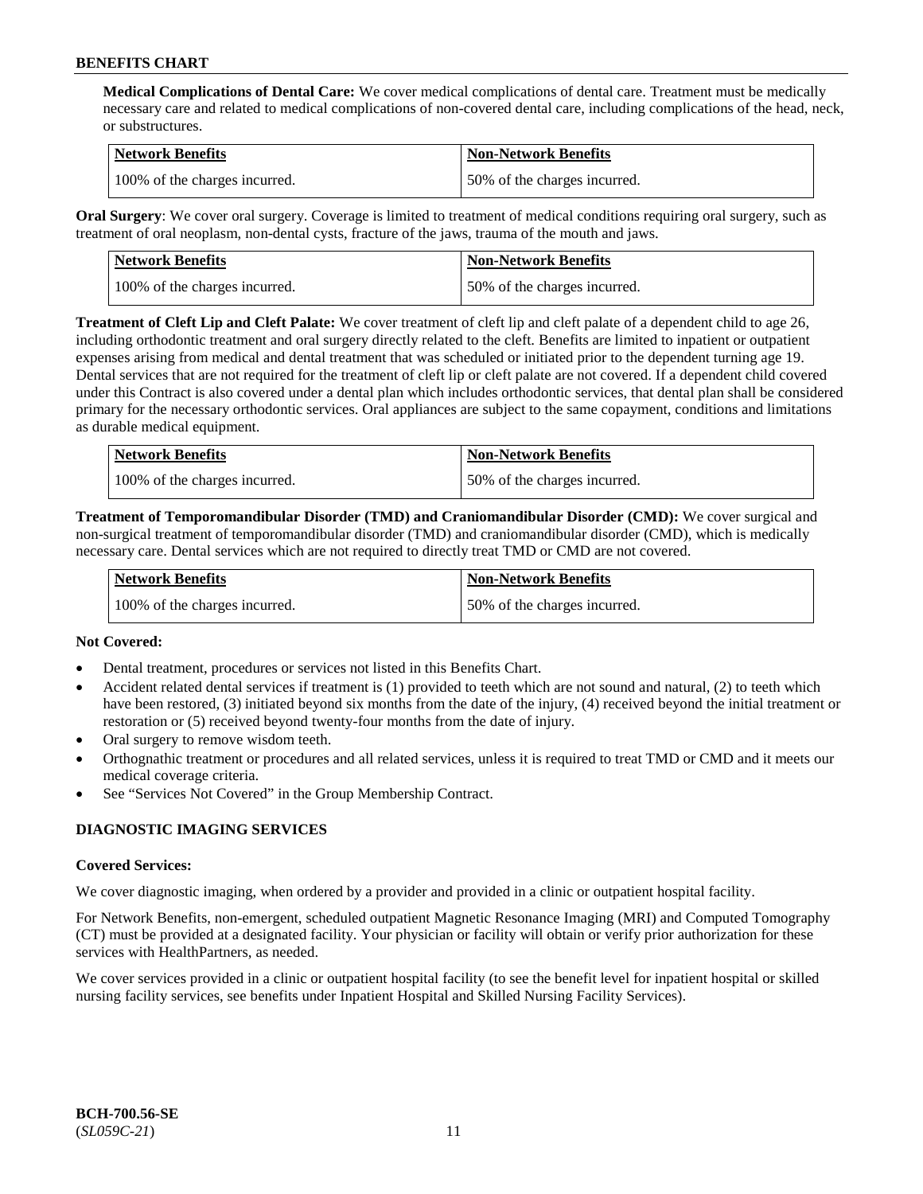**Medical Complications of Dental Care:** We cover medical complications of dental care. Treatment must be medically necessary care and related to medical complications of non-covered dental care, including complications of the head, neck, or substructures.

| Network Benefits | Non-Network Benefits |
| --- | --- |
| 100% of the charges incurred. | 50% of the charges incurred. |

**Oral Surgery**: We cover oral surgery. Coverage is limited to treatment of medical conditions requiring oral surgery, such as treatment of oral neoplasm, non-dental cysts, fracture of the jaws, trauma of the mouth and jaws.

| Network Benefits | Non-Network Benefits |
| --- | --- |
| 100% of the charges incurred. | 50% of the charges incurred. |

**Treatment of Cleft Lip and Cleft Palate:** We cover treatment of cleft lip and cleft palate of a dependent child to age 26, including orthodontic treatment and oral surgery directly related to the cleft. Benefits are limited to inpatient or outpatient expenses arising from medical and dental treatment that was scheduled or initiated prior to the dependent turning age 19. Dental services that are not required for the treatment of cleft lip or cleft palate are not covered. If a dependent child covered under this Contract is also covered under a dental plan which includes orthodontic services, that dental plan shall be considered primary for the necessary orthodontic services. Oral appliances are subject to the same copayment, conditions and limitations as durable medical equipment.

| Network Benefits | Non-Network Benefits |
| --- | --- |
| 100% of the charges incurred. | 50% of the charges incurred. |

**Treatment of Temporomandibular Disorder (TMD) and Craniomandibular Disorder (CMD):** We cover surgical and non-surgical treatment of temporomandibular disorder (TMD) and craniomandibular disorder (CMD), which is medically necessary care. Dental services which are not required to directly treat TMD or CMD are not covered.

| Network Benefits | Non-Network Benefits |
| --- | --- |
| 100% of the charges incurred. | 50% of the charges incurred. |

**Not Covered:**

- Dental treatment, procedures or services not listed in this Benefits Chart.
- Accident related dental services if treatment is (1) provided to teeth which are not sound and natural, (2) to teeth which have been restored, (3) initiated beyond six months from the date of the injury, (4) received beyond the initial treatment or restoration or (5) received beyond twenty-four months from the date of injury.
- Oral surgery to remove wisdom teeth.
- Orthognathic treatment or procedures and all related services, unless it is required to treat TMD or CMD and it meets our medical coverage criteria.
- See "Services Not Covered" in the Group Membership Contract.

## DIAGNOSTIC IMAGING SERVICES

**Covered Services:**

We cover diagnostic imaging, when ordered by a provider and provided in a clinic or outpatient hospital facility.

For Network Benefits, non-emergent, scheduled outpatient Magnetic Resonance Imaging (MRI) and Computed Tomography (CT) must be provided at a designated facility. Your physician or facility will obtain or verify prior authorization for these services with HealthPartners, as needed.

We cover services provided in a clinic or outpatient hospital facility (to see the benefit level for inpatient hospital or skilled nursing facility services, see benefits under Inpatient Hospital and Skilled Nursing Facility Services).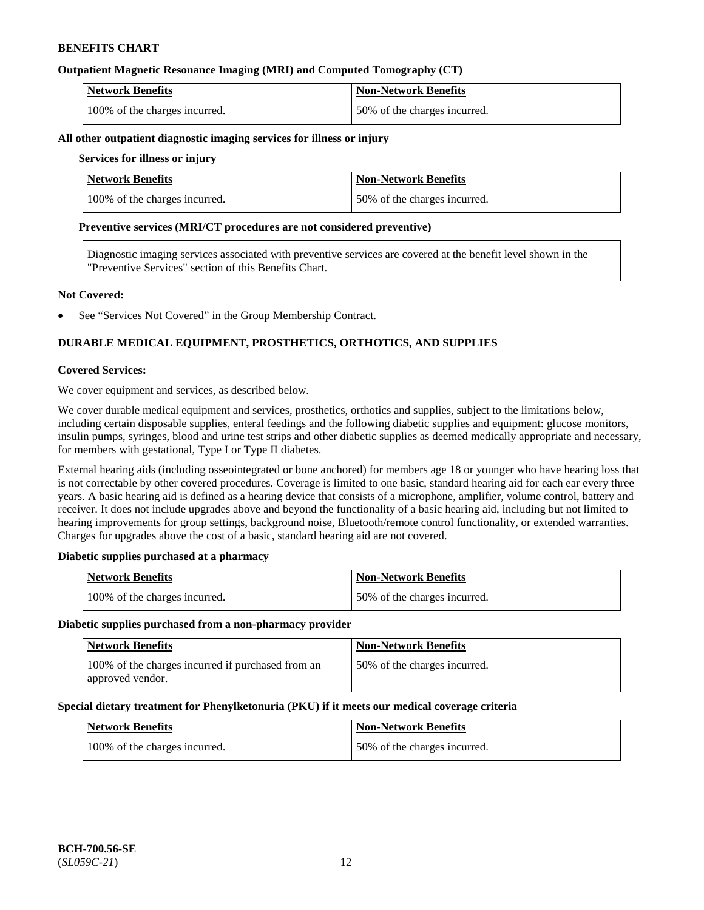### Outpatient Magnetic Resonance Imaging (MRI) and Computed Tomography (CT)

| Network Benefits | Non-Network Benefits |
| --- | --- |
| 100% of the charges incurred. | 50% of the charges incurred. |

### All other outpatient diagnostic imaging services for illness or injury

**Services for illness or injury**

| Network Benefits | Non-Network Benefits |
| --- | --- |
| 100% of the charges incurred. | 50% of the charges incurred. |

**Preventive services (MRI/CT procedures are not considered preventive)**

| Diagnostic imaging services associated with preventive services are covered at the benefit level shown in the "Preventive Services" section of this Benefits Chart. |
| --- |

**Not Covered:**

- See "Services Not Covered" in the Group Membership Contract.

## DURABLE MEDICAL EQUIPMENT, PROSTHETICS, ORTHOTICS, AND SUPPLIES

**Covered Services:**

We cover equipment and services, as described below.

We cover durable medical equipment and services, prosthetics, orthotics and supplies, subject to the limitations below, including certain disposable supplies, enteral feedings and the following diabetic supplies and equipment: glucose monitors, insulin pumps, syringes, blood and urine test strips and other diabetic supplies as deemed medically appropriate and necessary, for members with gestational, Type I or Type II diabetes.

External hearing aids (including osseointegrated or bone anchored) for members age 18 or younger who have hearing loss that is not correctable by other covered procedures. Coverage is limited to one basic, standard hearing aid for each ear every three years. A basic hearing aid is defined as a hearing device that consists of a microphone, amplifier, volume control, battery and receiver. It does not include upgrades above and beyond the functionality of a basic hearing aid, including but not limited to hearing improvements for group settings, background noise, Bluetooth/remote control functionality, or extended warranties. Charges for upgrades above the cost of a basic, standard hearing aid are not covered.

### Diabetic supplies purchased at a pharmacy

| Network Benefits | Non-Network Benefits |
| --- | --- |
| 100% of the charges incurred. | 50% of the charges incurred. |

### Diabetic supplies purchased from a non-pharmacy provider

| Network Benefits | Non-Network Benefits |
| --- | --- |
| 100% of the charges incurred if purchased from an approved vendor. | 50% of the charges incurred. |

### Special dietary treatment for Phenylketonuria (PKU) if it meets our medical coverage criteria

| Network Benefits | Non-Network Benefits |
| --- | --- |
| 100% of the charges incurred. | 50% of the charges incurred. |

BCH-700.56-SE
(*SL059C-21*)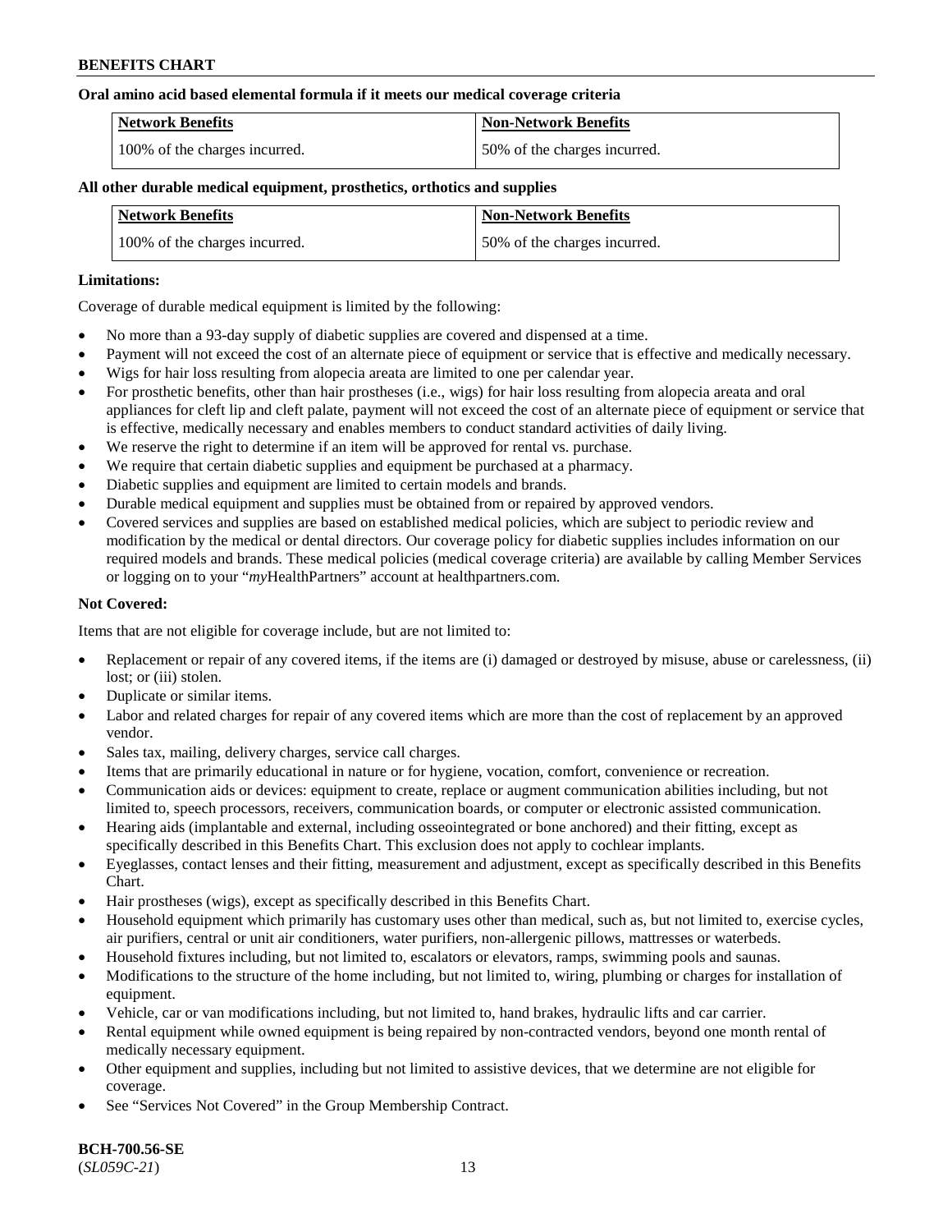**Oral amino acid based elemental formula if it meets our medical coverage criteria**

| Network Benefits | Non-Network Benefits |
|---|---|
| 100% of the charges incurred. | 50% of the charges incurred. |

**All other durable medical equipment, prosthetics, orthotics and supplies**

| Network Benefits | Non-Network Benefits |
|---|---|
| 100% of the charges incurred. | 50% of the charges incurred. |

**Limitations:**

Coverage of durable medical equipment is limited by the following:

- No more than a 93-day supply of diabetic supplies are covered and dispensed at a time.
- Payment will not exceed the cost of an alternate piece of equipment or service that is effective and medically necessary.
- Wigs for hair loss resulting from alopecia areata are limited to one per calendar year.
- For prosthetic benefits, other than hair prostheses (i.e., wigs) for hair loss resulting from alopecia areata and oral appliances for cleft lip and cleft palate, payment will not exceed the cost of an alternate piece of equipment or service that is effective, medically necessary and enables members to conduct standard activities of daily living.
- We reserve the right to determine if an item will be approved for rental vs. purchase.
- We require that certain diabetic supplies and equipment be purchased at a pharmacy.
- Diabetic supplies and equipment are limited to certain models and brands.
- Durable medical equipment and supplies must be obtained from or repaired by approved vendors.
- Covered services and supplies are based on established medical policies, which are subject to periodic review and modification by the medical or dental directors. Our coverage policy for diabetic supplies includes information on our required models and brands. These medical policies (medical coverage criteria) are available by calling Member Services or logging on to your "*my*HealthPartners" account at healthpartners.com.

**Not Covered:**

Items that are not eligible for coverage include, but are not limited to:

- Replacement or repair of any covered items, if the items are (i) damaged or destroyed by misuse, abuse or carelessness, (ii) lost; or (iii) stolen.
- Duplicate or similar items.
- Labor and related charges for repair of any covered items which are more than the cost of replacement by an approved vendor.
- Sales tax, mailing, delivery charges, service call charges.
- Items that are primarily educational in nature or for hygiene, vocation, comfort, convenience or recreation.
- Communication aids or devices: equipment to create, replace or augment communication abilities including, but not limited to, speech processors, receivers, communication boards, or computer or electronic assisted communication.
- Hearing aids (implantable and external, including osseointegrated or bone anchored) and their fitting, except as specifically described in this Benefits Chart. This exclusion does not apply to cochlear implants.
- Eyeglasses, contact lenses and their fitting, measurement and adjustment, except as specifically described in this Benefits Chart.
- Hair prostheses (wigs), except as specifically described in this Benefits Chart.
- Household equipment which primarily has customary uses other than medical, such as, but not limited to, exercise cycles, air purifiers, central or unit air conditioners, water purifiers, non-allergenic pillows, mattresses or waterbeds.
- Household fixtures including, but not limited to, escalators or elevators, ramps, swimming pools and saunas.
- Modifications to the structure of the home including, but not limited to, wiring, plumbing or charges for installation of equipment.
- Vehicle, car or van modifications including, but not limited to, hand brakes, hydraulic lifts and car carrier.
- Rental equipment while owned equipment is being repaired by non-contracted vendors, beyond one month rental of medically necessary equipment.
- Other equipment and supplies, including but not limited to assistive devices, that we determine are not eligible for coverage.
- See "Services Not Covered" in the Group Membership Contract.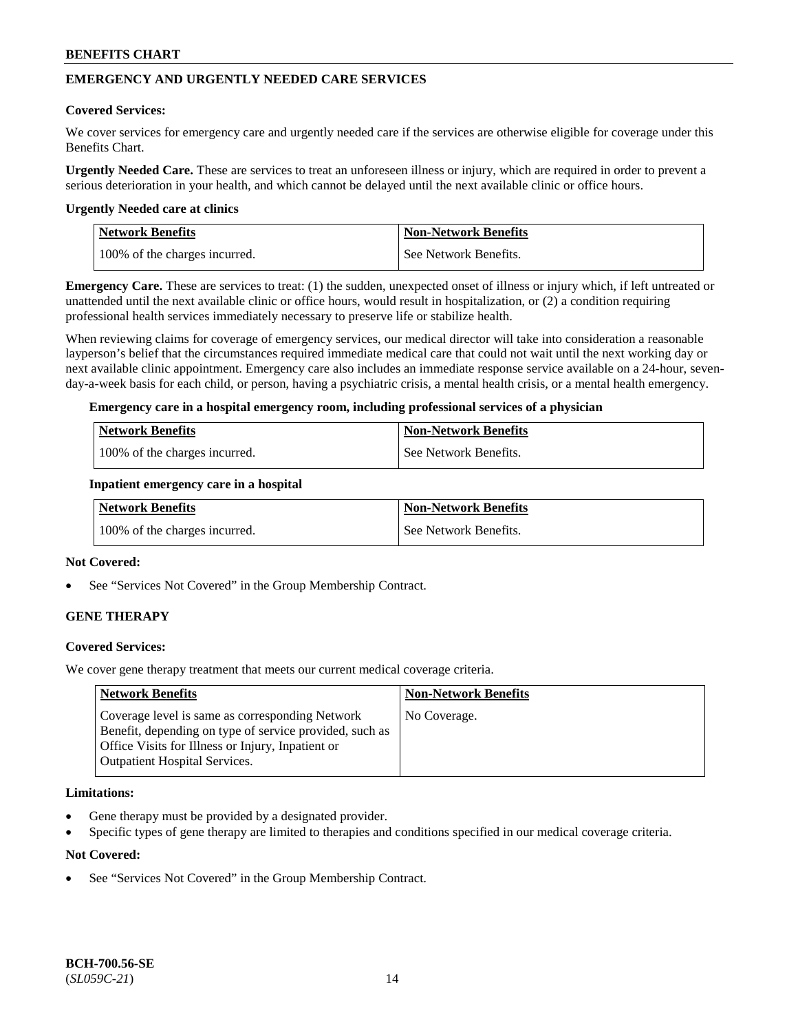## EMERGENCY AND URGENTLY NEEDED CARE SERVICES

**Covered Services:**

We cover services for emergency care and urgently needed care if the services are otherwise eligible for coverage under this Benefits Chart.

**Urgently Needed Care.** These are services to treat an unforeseen illness or injury, which are required in order to prevent a serious deterioration in your health, and which cannot be delayed until the next available clinic or office hours.

**Urgently Needed care at clinics**

| Network Benefits | Non-Network Benefits |
|---|---|
| 100% of the charges incurred. | See Network Benefits. |

**Emergency Care.** These are services to treat: (1) the sudden, unexpected onset of illness or injury which, if left untreated or unattended until the next available clinic or office hours, would result in hospitalization, or (2) a condition requiring professional health services immediately necessary to preserve life or stabilize health.

When reviewing claims for coverage of emergency services, our medical director will take into consideration a reasonable layperson's belief that the circumstances required immediate medical care that could not wait until the next working day or next available clinic appointment. Emergency care also includes an immediate response service available on a 24-hour, seven-day-a-week basis for each child, or person, having a psychiatric crisis, a mental health crisis, or a mental health emergency.

**Emergency care in a hospital emergency room, including professional services of a physician**

| Network Benefits | Non-Network Benefits |
|---|---|
| 100% of the charges incurred. | See Network Benefits. |

**Inpatient emergency care in a hospital**

| Network Benefits | Non-Network Benefits |
|---|---|
| 100% of the charges incurred. | See Network Benefits. |

**Not Covered:**

- See "Services Not Covered" in the Group Membership Contract.

## GENE THERAPY

**Covered Services:**

We cover gene therapy treatment that meets our current medical coverage criteria.

| Network Benefits | Non-Network Benefits |
|---|---|
| Coverage level is same as corresponding Network Benefit, depending on type of service provided, such as Office Visits for Illness or Injury, Inpatient or Outpatient Hospital Services. | No Coverage. |

**Limitations:**

- Gene therapy must be provided by a designated provider.
- Specific types of gene therapy are limited to therapies and conditions specified in our medical coverage criteria.

**Not Covered:**

- See "Services Not Covered" in the Group Membership Contract.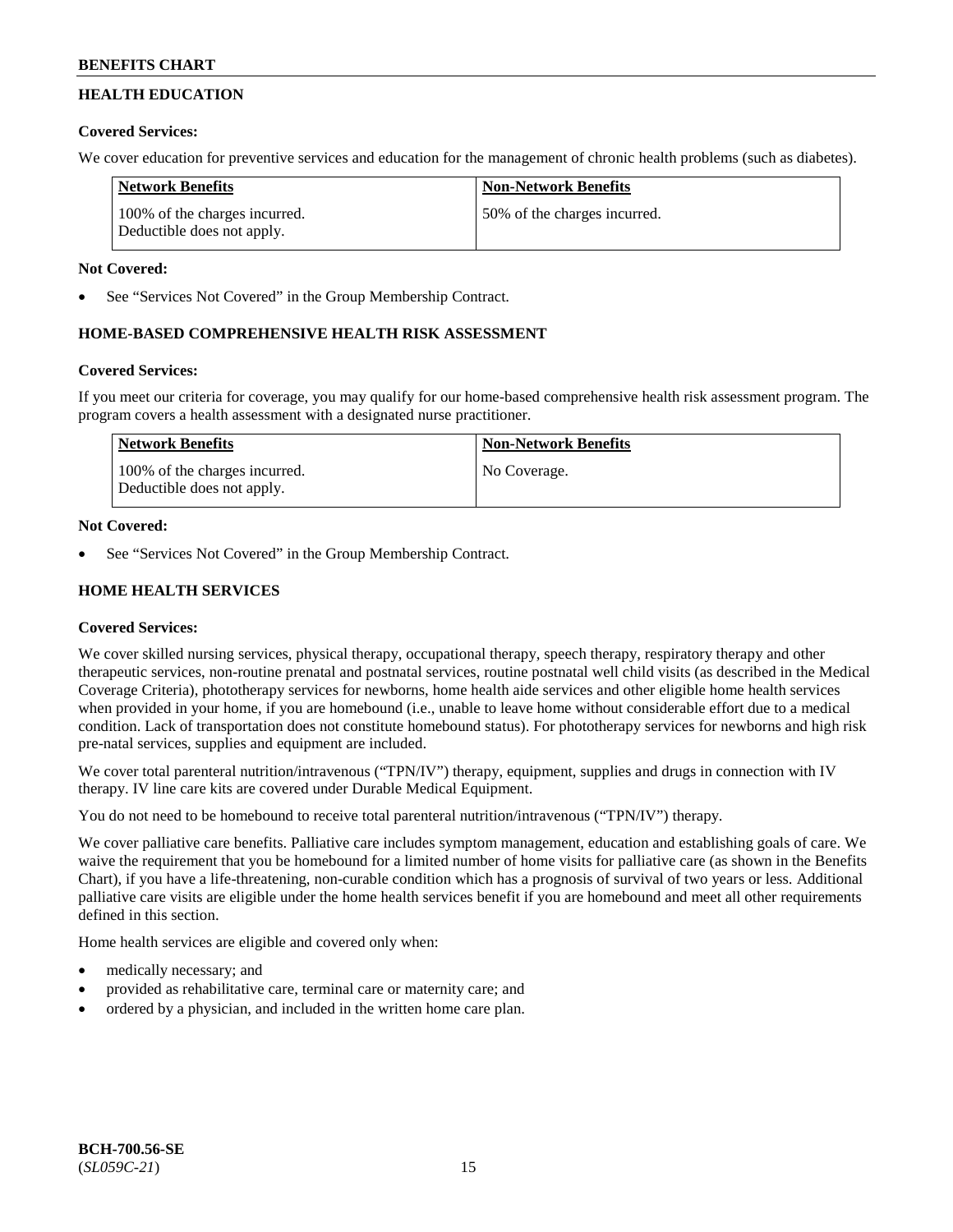## HEALTH EDUCATION

**Covered Services:**

We cover education for preventive services and education for the management of chronic health problems (such as diabetes).

| Network Benefits | Non-Network Benefits |
| --- | --- |
| 100% of the charges incurred. Deductible does not apply. | 50% of the charges incurred. |

**Not Covered:**

- See "Services Not Covered" in the Group Membership Contract.

## HOME-BASED COMPREHENSIVE HEALTH RISK ASSESSMENT

**Covered Services:**

If you meet our criteria for coverage, you may qualify for our home-based comprehensive health risk assessment program. The program covers a health assessment with a designated nurse practitioner.

| Network Benefits | Non-Network Benefits |
| --- | --- |
| 100% of the charges incurred. Deductible does not apply. | No Coverage. |

**Not Covered:**

- See "Services Not Covered" in the Group Membership Contract.

## HOME HEALTH SERVICES

**Covered Services:**

We cover skilled nursing services, physical therapy, occupational therapy, speech therapy, respiratory therapy and other therapeutic services, non-routine prenatal and postnatal services, routine postnatal well child visits (as described in the Medical Coverage Criteria), phototherapy services for newborns, home health aide services and other eligible home health services when provided in your home, if you are homebound (i.e., unable to leave home without considerable effort due to a medical condition. Lack of transportation does not constitute homebound status). For phototherapy services for newborns and high risk pre-natal services, supplies and equipment are included.

We cover total parenteral nutrition/intravenous ("TPN/IV") therapy, equipment, supplies and drugs in connection with IV therapy. IV line care kits are covered under Durable Medical Equipment.

You do not need to be homebound to receive total parenteral nutrition/intravenous ("TPN/IV") therapy.

We cover palliative care benefits. Palliative care includes symptom management, education and establishing goals of care. We waive the requirement that you be homebound for a limited number of home visits for palliative care (as shown in the Benefits Chart), if you have a life-threatening, non-curable condition which has a prognosis of survival of two years or less. Additional palliative care visits are eligible under the home health services benefit if you are homebound and meet all other requirements defined in this section.

Home health services are eligible and covered only when:

- medically necessary; and
- provided as rehabilitative care, terminal care or maternity care; and
- ordered by a physician, and included in the written home care plan.

**BCH-700.56-SE**
(*SL059C-21*)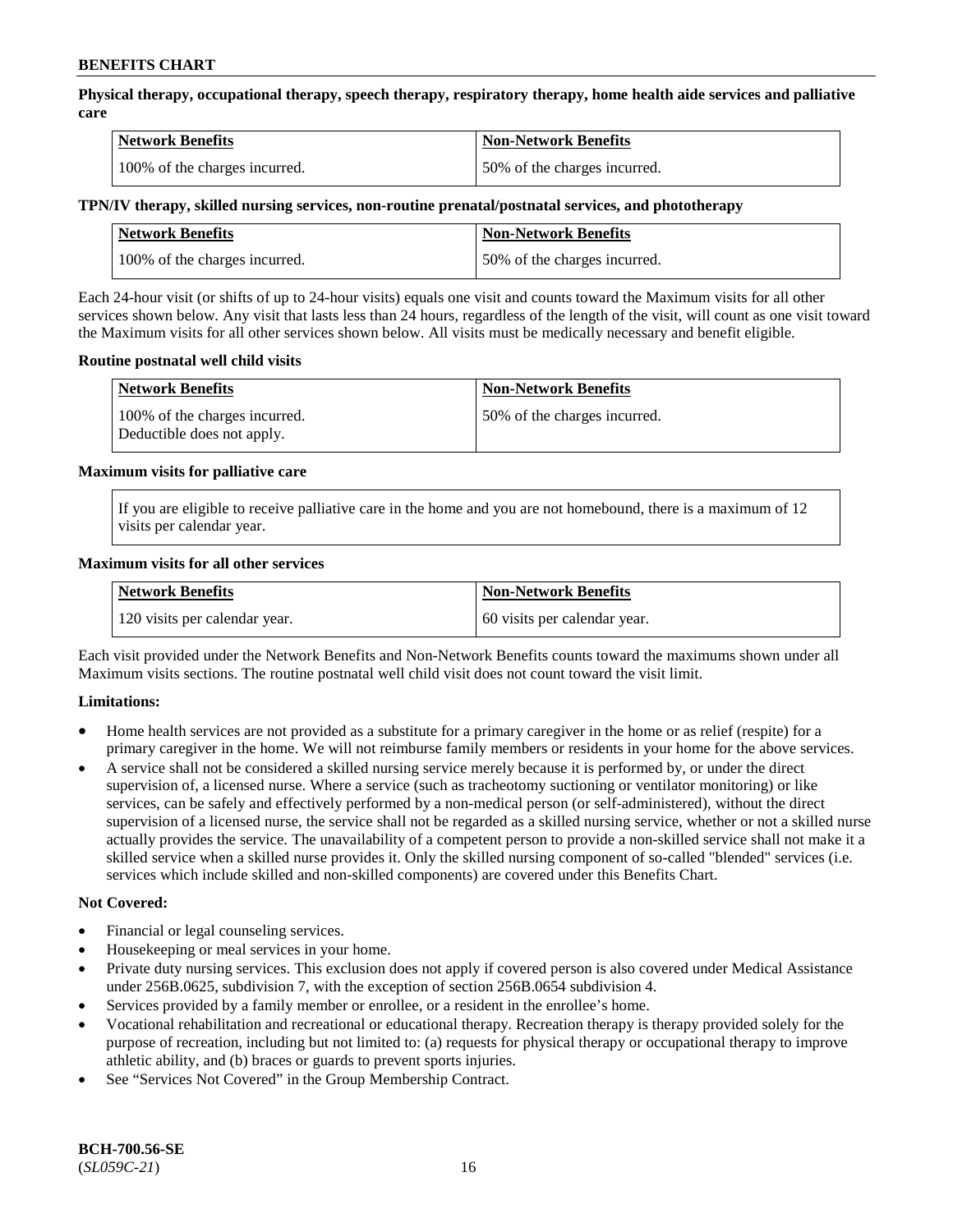**Physical therapy, occupational therapy, speech therapy, respiratory therapy, home health aide services and palliative care**

| Network Benefits | Non-Network Benefits |
|---|---|
| 100% of the charges incurred. | 50% of the charges incurred. |

**TPN/IV therapy, skilled nursing services, non-routine prenatal/postnatal services, and phototherapy**

| Network Benefits | Non-Network Benefits |
|---|---|
| 100% of the charges incurred. | 50% of the charges incurred. |

Each 24-hour visit (or shifts of up to 24-hour visits) equals one visit and counts toward the Maximum visits for all other services shown below. Any visit that lasts less than 24 hours, regardless of the length of the visit, will count as one visit toward the Maximum visits for all other services shown below. All visits must be medically necessary and benefit eligible.

**Routine postnatal well child visits**

| Network Benefits | Non-Network Benefits |
|---|---|
| 100% of the charges incurred. Deductible does not apply. | 50% of the charges incurred. |

**Maximum visits for palliative care**

If you are eligible to receive palliative care in the home and you are not homebound, there is a maximum of 12 visits per calendar year.

**Maximum visits for all other services**

| Network Benefits | Non-Network Benefits |
|---|---|
| 120 visits per calendar year. | 60 visits per calendar year. |

Each visit provided under the Network Benefits and Non-Network Benefits counts toward the maximums shown under all Maximum visits sections. The routine postnatal well child visit does not count toward the visit limit.

**Limitations:**

- Home health services are not provided as a substitute for a primary caregiver in the home or as relief (respite) for a primary caregiver in the home. We will not reimburse family members or residents in your home for the above services.
- A service shall not be considered a skilled nursing service merely because it is performed by, or under the direct supervision of, a licensed nurse. Where a service (such as tracheotomy suctioning or ventilator monitoring) or like services, can be safely and effectively performed by a non-medical person (or self-administered), without the direct supervision of a licensed nurse, the service shall not be regarded as a skilled nursing service, whether or not a skilled nurse actually provides the service. The unavailability of a competent person to provide a non-skilled service shall not make it a skilled service when a skilled nurse provides it. Only the skilled nursing component of so-called "blended" services (i.e. services which include skilled and non-skilled components) are covered under this Benefits Chart.

**Not Covered:**

- Financial or legal counseling services.
- Housekeeping or meal services in your home.
- Private duty nursing services. This exclusion does not apply if covered person is also covered under Medical Assistance under 256B.0625, subdivision 7, with the exception of section 256B.0654 subdivision 4.
- Services provided by a family member or enrollee, or a resident in the enrollee's home.
- Vocational rehabilitation and recreational or educational therapy. Recreation therapy is therapy provided solely for the purpose of recreation, including but not limited to: (a) requests for physical therapy or occupational therapy to improve athletic ability, and (b) braces or guards to prevent sports injuries.
- See "Services Not Covered" in the Group Membership Contract.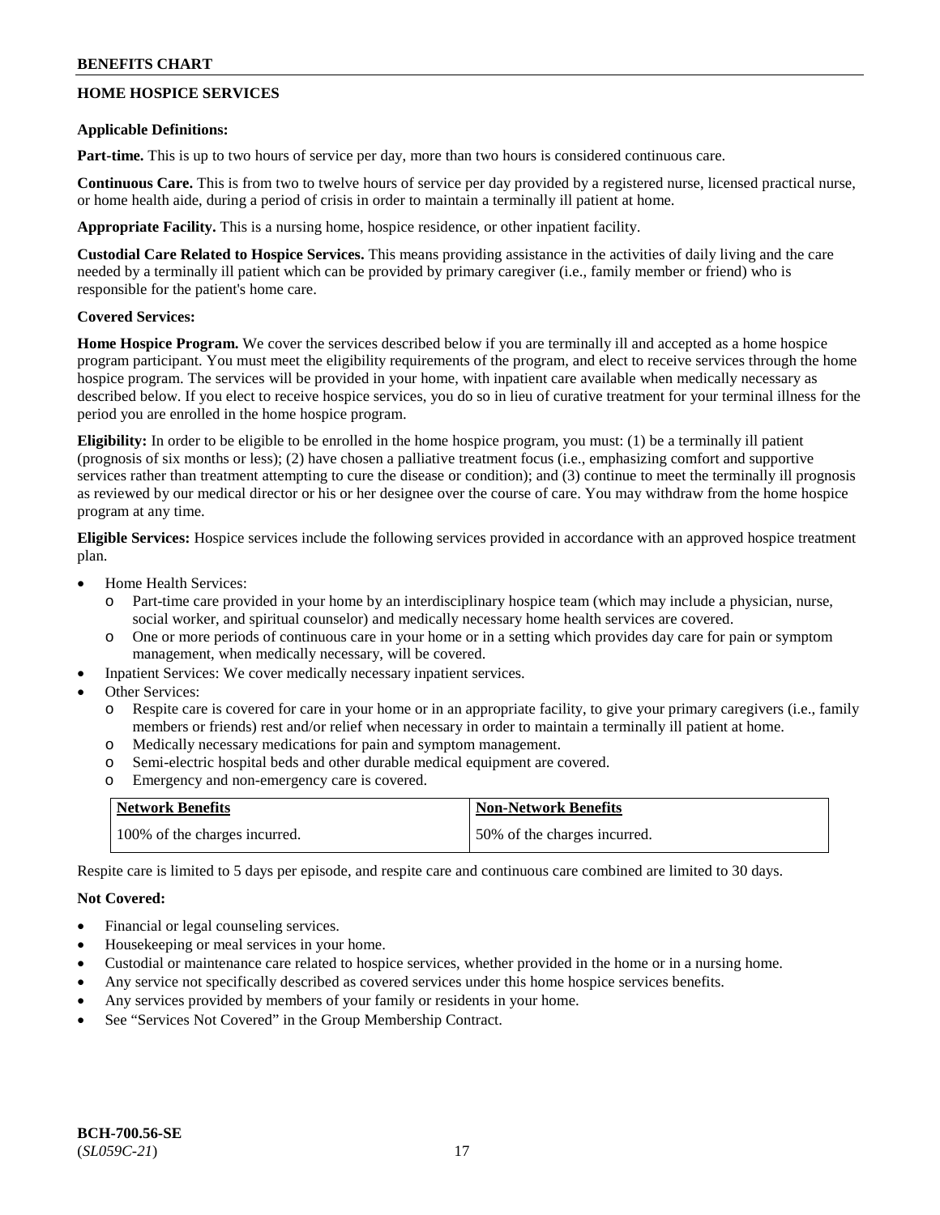## HOME HOSPICE SERVICES

**Applicable Definitions:**

**Part-time.** This is up to two hours of service per day, more than two hours is considered continuous care.

**Continuous Care.** This is from two to twelve hours of service per day provided by a registered nurse, licensed practical nurse, or home health aide, during a period of crisis in order to maintain a terminally ill patient at home.

**Appropriate Facility.** This is a nursing home, hospice residence, or other inpatient facility.

**Custodial Care Related to Hospice Services.** This means providing assistance in the activities of daily living and the care needed by a terminally ill patient which can be provided by primary caregiver (i.e., family member or friend) who is responsible for the patient's home care.

**Covered Services:**

**Home Hospice Program.** We cover the services described below if you are terminally ill and accepted as a home hospice program participant. You must meet the eligibility requirements of the program, and elect to receive services through the home hospice program. The services will be provided in your home, with inpatient care available when medically necessary as described below. If you elect to receive hospice services, you do so in lieu of curative treatment for your terminal illness for the period you are enrolled in the home hospice program.

**Eligibility:** In order to be eligible to be enrolled in the home hospice program, you must: (1) be a terminally ill patient (prognosis of six months or less); (2) have chosen a palliative treatment focus (i.e., emphasizing comfort and supportive services rather than treatment attempting to cure the disease or condition); and (3) continue to meet the terminally ill prognosis as reviewed by our medical director or his or her designee over the course of care. You may withdraw from the home hospice program at any time.

**Eligible Services:** Hospice services include the following services provided in accordance with an approved hospice treatment plan.

- Home Health Services:
  - Part-time care provided in your home by an interdisciplinary hospice team (which may include a physician, nurse, social worker, and spiritual counselor) and medically necessary home health services are covered.
  - One or more periods of continuous care in your home or in a setting which provides day care for pain or symptom management, when medically necessary, will be covered.
- Inpatient Services: We cover medically necessary inpatient services.
- Other Services:
  - Respite care is covered for care in your home or in an appropriate facility, to give your primary caregivers (i.e., family members or friends) rest and/or relief when necessary in order to maintain a terminally ill patient at home.
  - Medically necessary medications for pain and symptom management.
  - Semi-electric hospital beds and other durable medical equipment are covered.
  - Emergency and non-emergency care is covered.

| Network Benefits | Non-Network Benefits |
|---|---|
| 100% of the charges incurred. | 50% of the charges incurred. |

Respite care is limited to 5 days per episode, and respite care and continuous care combined are limited to 30 days.

**Not Covered:**

- Financial or legal counseling services.
- Housekeeping or meal services in your home.
- Custodial or maintenance care related to hospice services, whether provided in the home or in a nursing home.
- Any service not specifically described as covered services under this home hospice services benefits.
- Any services provided by members of your family or residents in your home.
- See "Services Not Covered" in the Group Membership Contract.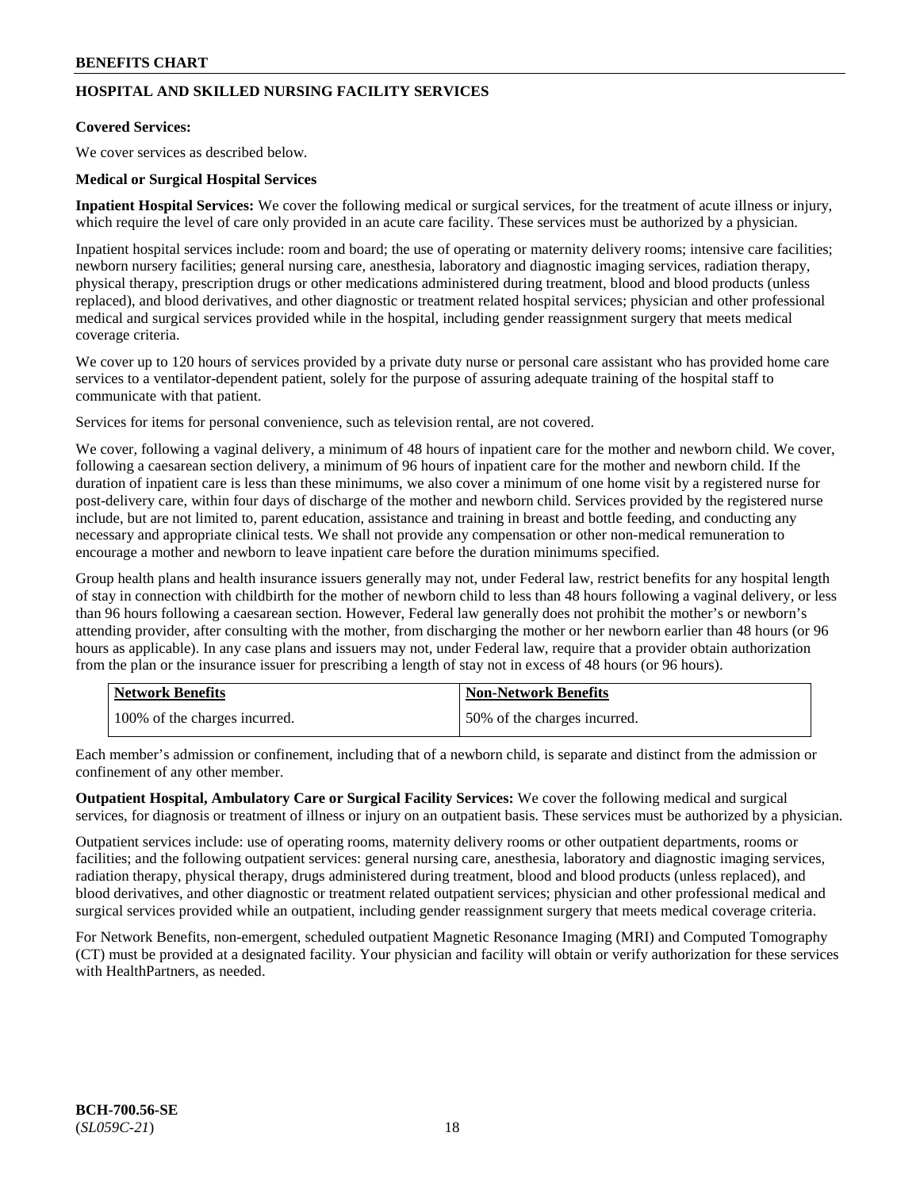## HOSPITAL AND SKILLED NURSING FACILITY SERVICES

**Covered Services:**

We cover services as described below.

**Medical or Surgical Hospital Services**

**Inpatient Hospital Services:** We cover the following medical or surgical services, for the treatment of acute illness or injury, which require the level of care only provided in an acute care facility. These services must be authorized by a physician.

Inpatient hospital services include: room and board; the use of operating or maternity delivery rooms; intensive care facilities; newborn nursery facilities; general nursing care, anesthesia, laboratory and diagnostic imaging services, radiation therapy, physical therapy, prescription drugs or other medications administered during treatment, blood and blood products (unless replaced), and blood derivatives, and other diagnostic or treatment related hospital services; physician and other professional medical and surgical services provided while in the hospital, including gender reassignment surgery that meets medical coverage criteria.

We cover up to 120 hours of services provided by a private duty nurse or personal care assistant who has provided home care services to a ventilator-dependent patient, solely for the purpose of assuring adequate training of the hospital staff to communicate with that patient.

Services for items for personal convenience, such as television rental, are not covered.

We cover, following a vaginal delivery, a minimum of 48 hours of inpatient care for the mother and newborn child. We cover, following a caesarean section delivery, a minimum of 96 hours of inpatient care for the mother and newborn child. If the duration of inpatient care is less than these minimums, we also cover a minimum of one home visit by a registered nurse for post-delivery care, within four days of discharge of the mother and newborn child. Services provided by the registered nurse include, but are not limited to, parent education, assistance and training in breast and bottle feeding, and conducting any necessary and appropriate clinical tests. We shall not provide any compensation or other non-medical remuneration to encourage a mother and newborn to leave inpatient care before the duration minimums specified.

Group health plans and health insurance issuers generally may not, under Federal law, restrict benefits for any hospital length of stay in connection with childbirth for the mother of newborn child to less than 48 hours following a vaginal delivery, or less than 96 hours following a caesarean section. However, Federal law generally does not prohibit the mother's or newborn's attending provider, after consulting with the mother, from discharging the mother or her newborn earlier than 48 hours (or 96 hours as applicable). In any case plans and issuers may not, under Federal law, require that a provider obtain authorization from the plan or the insurance issuer for prescribing a length of stay not in excess of 48 hours (or 96 hours).

| Network Benefits | Non-Network Benefits |
|---|---|
| 100% of the charges incurred. | 50% of the charges incurred. |

Each member's admission or confinement, including that of a newborn child, is separate and distinct from the admission or confinement of any other member.

**Outpatient Hospital, Ambulatory Care or Surgical Facility Services:** We cover the following medical and surgical services, for diagnosis or treatment of illness or injury on an outpatient basis. These services must be authorized by a physician.

Outpatient services include: use of operating rooms, maternity delivery rooms or other outpatient departments, rooms or facilities; and the following outpatient services: general nursing care, anesthesia, laboratory and diagnostic imaging services, radiation therapy, physical therapy, drugs administered during treatment, blood and blood products (unless replaced), and blood derivatives, and other diagnostic or treatment related outpatient services; physician and other professional medical and surgical services provided while an outpatient, including gender reassignment surgery that meets medical coverage criteria.

For Network Benefits, non-emergent, scheduled outpatient Magnetic Resonance Imaging (MRI) and Computed Tomography (CT) must be provided at a designated facility. Your physician and facility will obtain or verify authorization for these services with HealthPartners, as needed.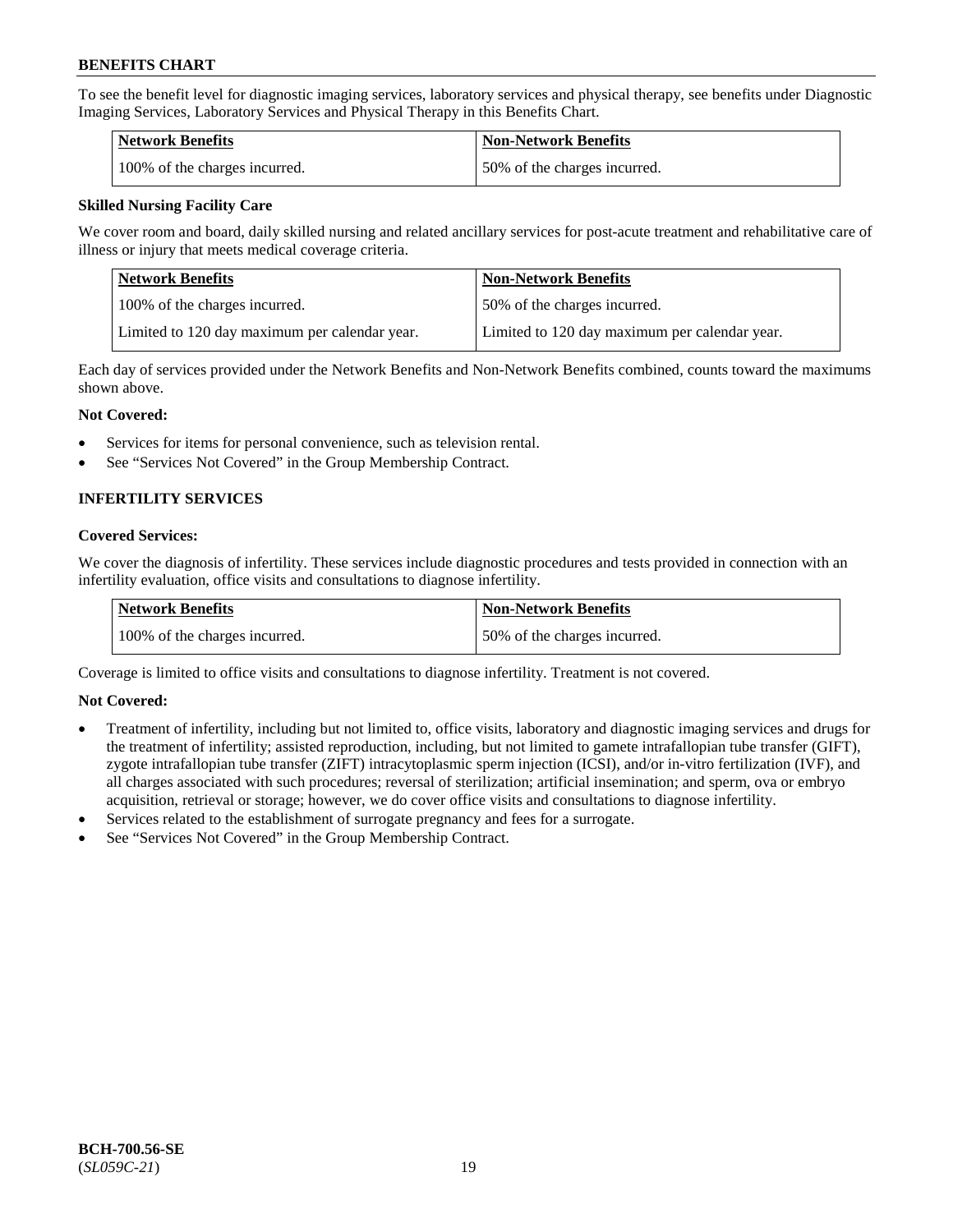To see the benefit level for diagnostic imaging services, laboratory services and physical therapy, see benefits under Diagnostic Imaging Services, Laboratory Services and Physical Therapy in this Benefits Chart.

| Network Benefits | Non-Network Benefits |
|---|---|
| 100% of the charges incurred. | 50% of the charges incurred. |

**Skilled Nursing Facility Care**

We cover room and board, daily skilled nursing and related ancillary services for post-acute treatment and rehabilitative care of illness or injury that meets medical coverage criteria.

| Network Benefits | Non-Network Benefits |
|---|---|
| 100% of the charges incurred. | 50% of the charges incurred. |
| Limited to 120 day maximum per calendar year. | Limited to 120 day maximum per calendar year. |

Each day of services provided under the Network Benefits and Non-Network Benefits combined, counts toward the maximums shown above.

**Not Covered:**

- Services for items for personal convenience, such as television rental.
- See "Services Not Covered" in the Group Membership Contract.

## INFERTILITY SERVICES

**Covered Services:**

We cover the diagnosis of infertility. These services include diagnostic procedures and tests provided in connection with an infertility evaluation, office visits and consultations to diagnose infertility.

| Network Benefits | Non-Network Benefits |
|---|---|
| 100% of the charges incurred. | 50% of the charges incurred. |

Coverage is limited to office visits and consultations to diagnose infertility. Treatment is not covered.

**Not Covered:**

- Treatment of infertility, including but not limited to, office visits, laboratory and diagnostic imaging services and drugs for the treatment of infertility; assisted reproduction, including, but not limited to gamete intrafallopian tube transfer (GIFT), zygote intrafallopian tube transfer (ZIFT) intracytoplasmic sperm injection (ICSI), and/or in-vitro fertilization (IVF), and all charges associated with such procedures; reversal of sterilization; artificial insemination; and sperm, ova or embryo acquisition, retrieval or storage; however, we do cover office visits and consultations to diagnose infertility.
- Services related to the establishment of surrogate pregnancy and fees for a surrogate.
- See "Services Not Covered" in the Group Membership Contract.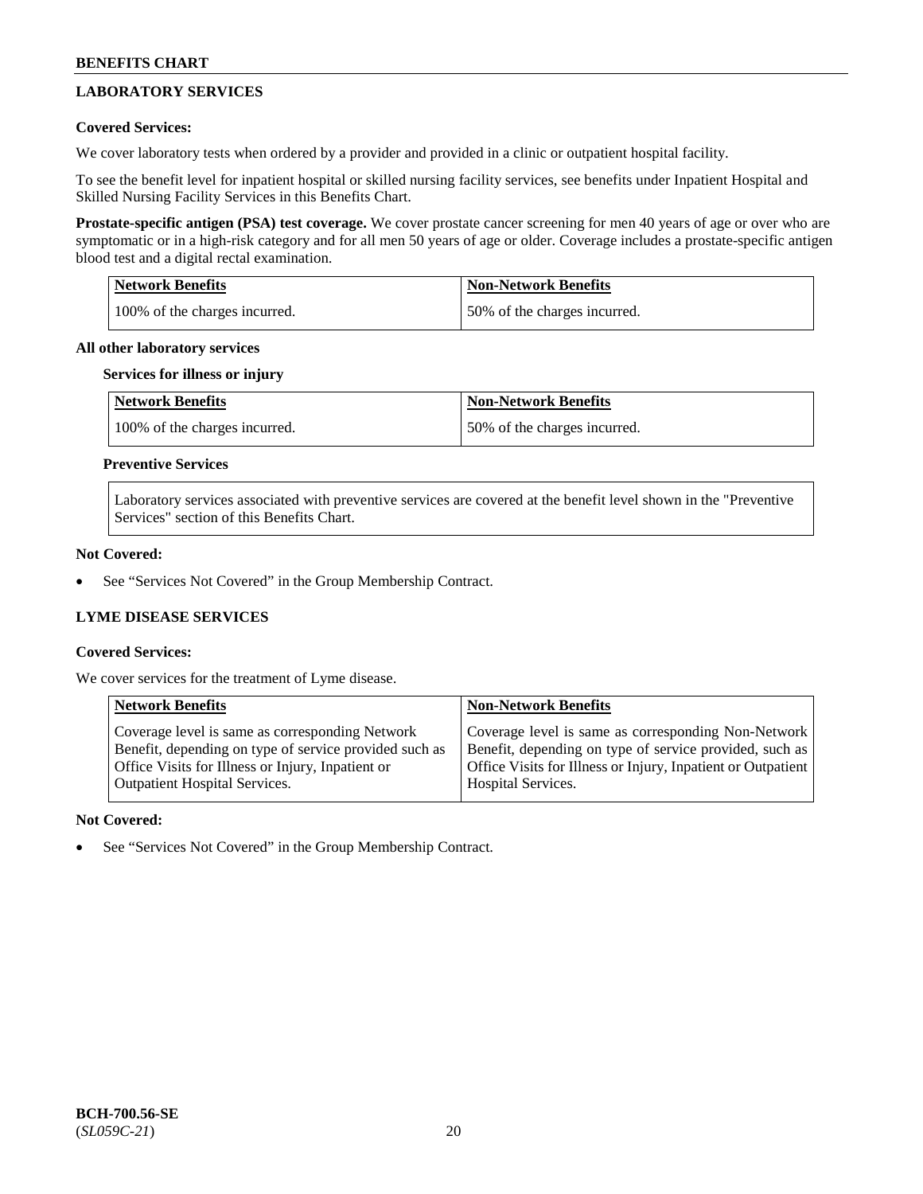## LABORATORY SERVICES

**Covered Services:**

We cover laboratory tests when ordered by a provider and provided in a clinic or outpatient hospital facility.

To see the benefit level for inpatient hospital or skilled nursing facility services, see benefits under Inpatient Hospital and Skilled Nursing Facility Services in this Benefits Chart.

**Prostate-specific antigen (PSA) test coverage.** We cover prostate cancer screening for men 40 years of age or over who are symptomatic or in a high-risk category and for all men 50 years of age or older. Coverage includes a prostate-specific antigen blood test and a digital rectal examination.

| Network Benefits | Non-Network Benefits |
|---|---|
| 100% of the charges incurred. | 50% of the charges incurred. |

**All other laboratory services**

**Services for illness or injury**

| Network Benefits | Non-Network Benefits |
|---|---|
| 100% of the charges incurred. | 50% of the charges incurred. |

**Preventive Services**

Laboratory services associated with preventive services are covered at the benefit level shown in the "Preventive Services" section of this Benefits Chart.

**Not Covered:**

- See "Services Not Covered" in the Group Membership Contract.

## LYME DISEASE SERVICES

**Covered Services:**

We cover services for the treatment of Lyme disease.

| Network Benefits | Non-Network Benefits |
|---|---|
| Coverage level is same as corresponding Network Benefit, depending on type of service provided such as Office Visits for Illness or Injury, Inpatient or Outpatient Hospital Services. | Coverage level is same as corresponding Non-Network Benefit, depending on type of service provided, such as Office Visits for Illness or Injury, Inpatient or Outpatient Hospital Services. |

**Not Covered:**

- See "Services Not Covered" in the Group Membership Contract.

BCH-700.56-SE
(*SL059C-21*)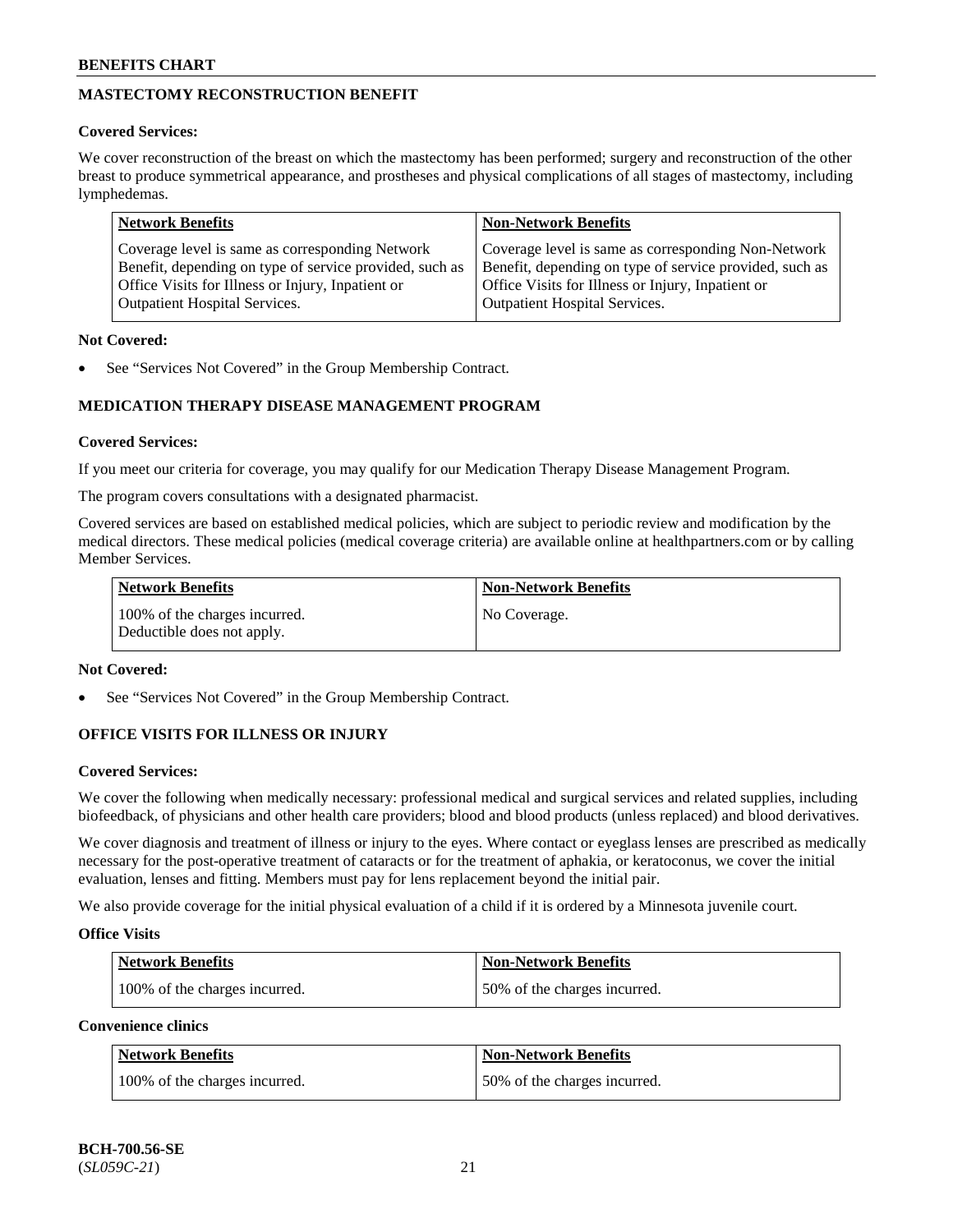## MASTECTOMY RECONSTRUCTION BENEFIT

**Covered Services:**

We cover reconstruction of the breast on which the mastectomy has been performed; surgery and reconstruction of the other breast to produce symmetrical appearance, and prostheses and physical complications of all stages of mastectomy, including lymphedemas.

| Network Benefits | Non-Network Benefits |
|---|---|
| Coverage level is same as corresponding Network Benefit, depending on type of service provided, such as Office Visits for Illness or Injury, Inpatient or Outpatient Hospital Services. | Coverage level is same as corresponding Non-Network Benefit, depending on type of service provided, such as Office Visits for Illness or Injury, Inpatient or Outpatient Hospital Services. |

**Not Covered:**

- See "Services Not Covered" in the Group Membership Contract.

## MEDICATION THERAPY DISEASE MANAGEMENT PROGRAM

**Covered Services:**

If you meet our criteria for coverage, you may qualify for our Medication Therapy Disease Management Program.

The program covers consultations with a designated pharmacist.

Covered services are based on established medical policies, which are subject to periodic review and modification by the medical directors. These medical policies (medical coverage criteria) are available online at healthpartners.com or by calling Member Services.

| Network Benefits | Non-Network Benefits |
|---|---|
| 100% of the charges incurred. Deductible does not apply. | No Coverage. |

**Not Covered:**

- See "Services Not Covered" in the Group Membership Contract.

## OFFICE VISITS FOR ILLNESS OR INJURY

**Covered Services:**

We cover the following when medically necessary: professional medical and surgical services and related supplies, including biofeedback, of physicians and other health care providers; blood and blood products (unless replaced) and blood derivatives.

We cover diagnosis and treatment of illness or injury to the eyes. Where contact or eyeglass lenses are prescribed as medically necessary for the post-operative treatment of cataracts or for the treatment of aphakia, or keratoconus, we cover the initial evaluation, lenses and fitting. Members must pay for lens replacement beyond the initial pair.

We also provide coverage for the initial physical evaluation of a child if it is ordered by a Minnesota juvenile court.

**Office Visits**

| Network Benefits | Non-Network Benefits |
|---|---|
| 100% of the charges incurred. | 50% of the charges incurred. |

**Convenience clinics**

| Network Benefits | Non-Network Benefits |
|---|---|
| 100% of the charges incurred. | 50% of the charges incurred. |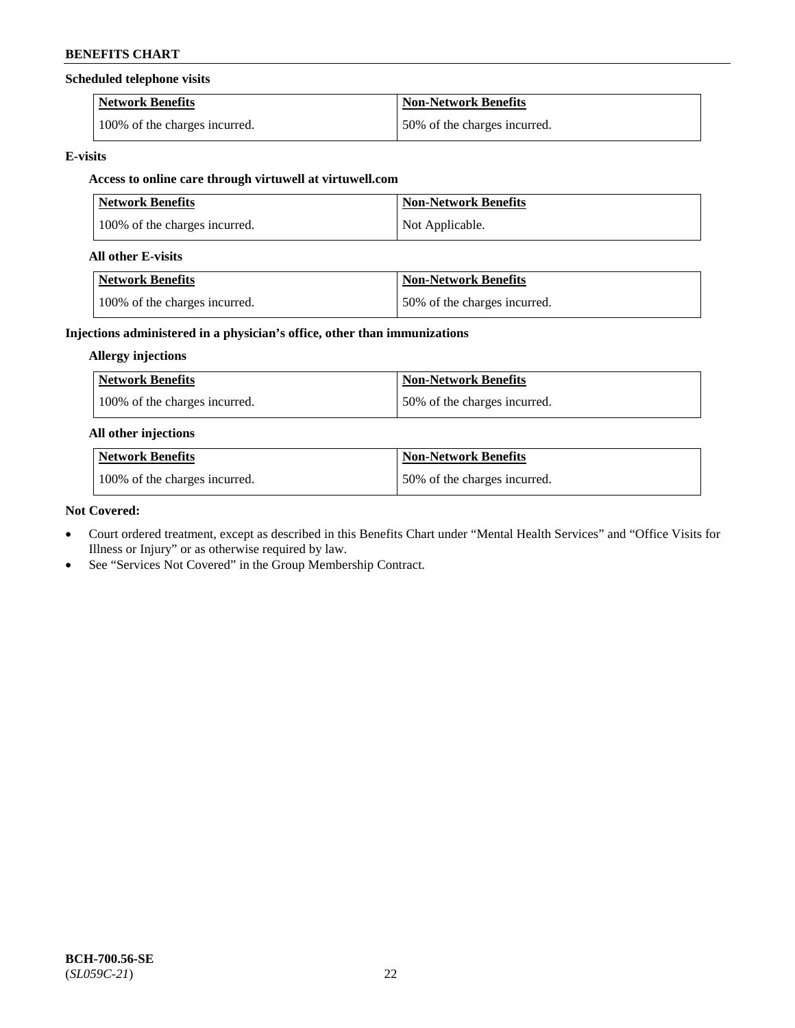**Scheduled telephone visits**

| Network Benefits | Non-Network Benefits |
| --- | --- |
| 100% of the charges incurred. | 50% of the charges incurred. |

**E-visits**

**Access to online care through virtuwell at virtuwell.com**

| Network Benefits | Non-Network Benefits |
| --- | --- |
| 100% of the charges incurred. | Not Applicable. |

**All other E-visits**

| Network Benefits | Non-Network Benefits |
| --- | --- |
| 100% of the charges incurred. | 50% of the charges incurred. |

**Injections administered in a physician's office, other than immunizations**

**Allergy injections**

| Network Benefits | Non-Network Benefits |
| --- | --- |
| 100% of the charges incurred. | 50% of the charges incurred. |

**All other injections**

| Network Benefits | Non-Network Benefits |
| --- | --- |
| 100% of the charges incurred. | 50% of the charges incurred. |

**Not Covered:**

- Court ordered treatment, except as described in this Benefits Chart under "Mental Health Services" and "Office Visits for Illness or Injury" or as otherwise required by law.
- See "Services Not Covered" in the Group Membership Contract.

**BCH-700.56-SE**
(*SL059C-21*)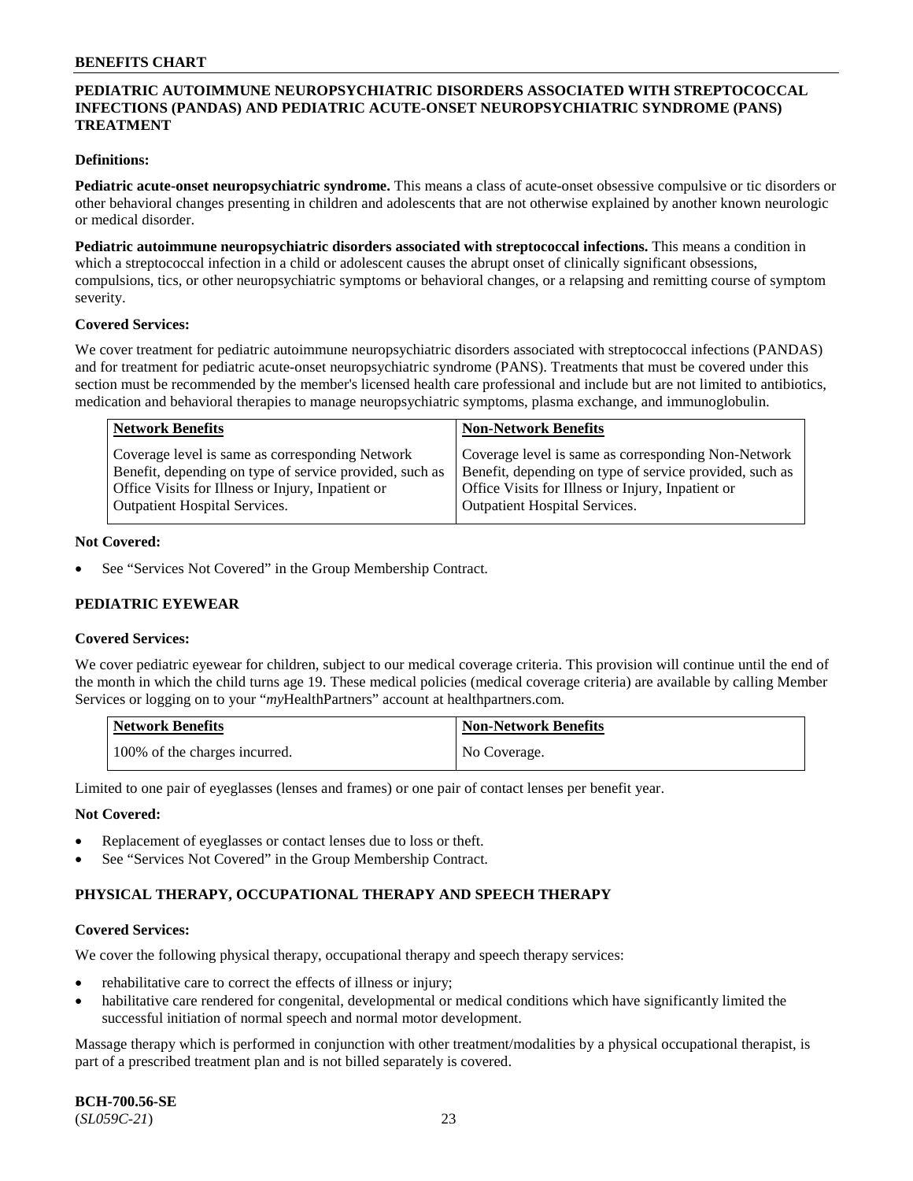## PEDIATRIC AUTOIMMUNE NEUROPSYCHIATRIC DISORDERS ASSOCIATED WITH STREPTOCOCCAL INFECTIONS (PANDAS) AND PEDIATRIC ACUTE-ONSET NEUROPSYCHIATRIC SYNDROME (PANS) TREATMENT

**Definitions:**

**Pediatric acute-onset neuropsychiatric syndrome.** This means a class of acute-onset obsessive compulsive or tic disorders or other behavioral changes presenting in children and adolescents that are not otherwise explained by another known neurologic or medical disorder.

**Pediatric autoimmune neuropsychiatric disorders associated with streptococcal infections.** This means a condition in which a streptococcal infection in a child or adolescent causes the abrupt onset of clinically significant obsessions, compulsions, tics, or other neuropsychiatric symptoms or behavioral changes, or a relapsing and remitting course of symptom severity.

**Covered Services:**

We cover treatment for pediatric autoimmune neuropsychiatric disorders associated with streptococcal infections (PANDAS) and for treatment for pediatric acute-onset neuropsychiatric syndrome (PANS). Treatments that must be covered under this section must be recommended by the member's licensed health care professional and include but are not limited to antibiotics, medication and behavioral therapies to manage neuropsychiatric symptoms, plasma exchange, and immunoglobulin.

| Network Benefits | Non-Network Benefits |
|---|---|
| Coverage level is same as corresponding Network Benefit, depending on type of service provided, such as Office Visits for Illness or Injury, Inpatient or Outpatient Hospital Services. | Coverage level is same as corresponding Non-Network Benefit, depending on type of service provided, such as Office Visits for Illness or Injury, Inpatient or Outpatient Hospital Services. |

**Not Covered:**

- See "Services Not Covered" in the Group Membership Contract.

## PEDIATRIC EYEWEAR

**Covered Services:**

We cover pediatric eyewear for children, subject to our medical coverage criteria. This provision will continue until the end of the month in which the child turns age 19. These medical policies (medical coverage criteria) are available by calling Member Services or logging on to your "*my*HealthPartners" account at healthpartners.com.

| Network Benefits | Non-Network Benefits |
|---|---|
| 100% of the charges incurred. | No Coverage. |

Limited to one pair of eyeglasses (lenses and frames) or one pair of contact lenses per benefit year.

**Not Covered:**

- Replacement of eyeglasses or contact lenses due to loss or theft.
- See "Services Not Covered" in the Group Membership Contract.

## PHYSICAL THERAPY, OCCUPATIONAL THERAPY AND SPEECH THERAPY

**Covered Services:**

We cover the following physical therapy, occupational therapy and speech therapy services:

- rehabilitative care to correct the effects of illness or injury;
- habilitative care rendered for congenital, developmental or medical conditions which have significantly limited the successful initiation of normal speech and normal motor development.

Massage therapy which is performed in conjunction with other treatment/modalities by a physical occupational therapist, is part of a prescribed treatment plan and is not billed separately is covered.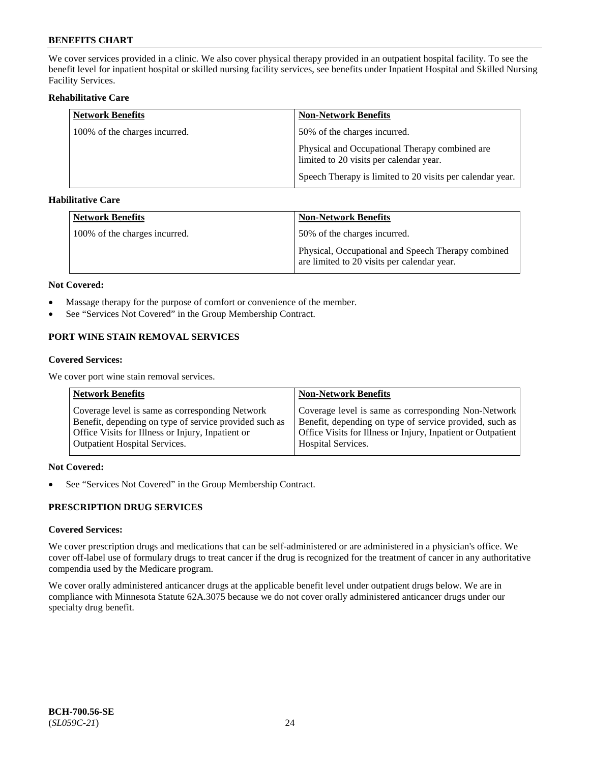We cover services provided in a clinic. We also cover physical therapy provided in an outpatient hospital facility. To see the benefit level for inpatient hospital or skilled nursing facility services, see benefits under Inpatient Hospital and Skilled Nursing Facility Services.

**Rehabilitative Care**

| Network Benefits | Non-Network Benefits |
|---|---|
| 100% of the charges incurred. | 50% of the charges incurred.<br><br>Physical and Occupational Therapy combined are limited to 20 visits per calendar year.<br><br>Speech Therapy is limited to 20 visits per calendar year. |

**Habilitative Care**

| Network Benefits | Non-Network Benefits |
|---|---|
| 100% of the charges incurred. | 50% of the charges incurred.<br><br>Physical, Occupational and Speech Therapy combined are limited to 20 visits per calendar year. |

**Not Covered:**

- Massage therapy for the purpose of comfort or convenience of the member.
- See "Services Not Covered" in the Group Membership Contract.

### PORT WINE STAIN REMOVAL SERVICES

**Covered Services:**

We cover port wine stain removal services.

| Network Benefits | Non-Network Benefits |
|---|---|
| Coverage level is same as corresponding Network Benefit, depending on type of service provided such as Office Visits for Illness or Injury, Inpatient or Outpatient Hospital Services. | Coverage level is same as corresponding Non-Network Benefit, depending on type of service provided, such as Office Visits for Illness or Injury, Inpatient or Outpatient Hospital Services. |

**Not Covered:**

- See "Services Not Covered" in the Group Membership Contract.

### PRESCRIPTION DRUG SERVICES

**Covered Services:**

We cover prescription drugs and medications that can be self-administered or are administered in a physician's office. We cover off-label use of formulary drugs to treat cancer if the drug is recognized for the treatment of cancer in any authoritative compendia used by the Medicare program.

We cover orally administered anticancer drugs at the applicable benefit level under outpatient drugs below. We are in compliance with Minnesota Statute 62A.3075 because we do not cover orally administered anticancer drugs under our specialty drug benefit.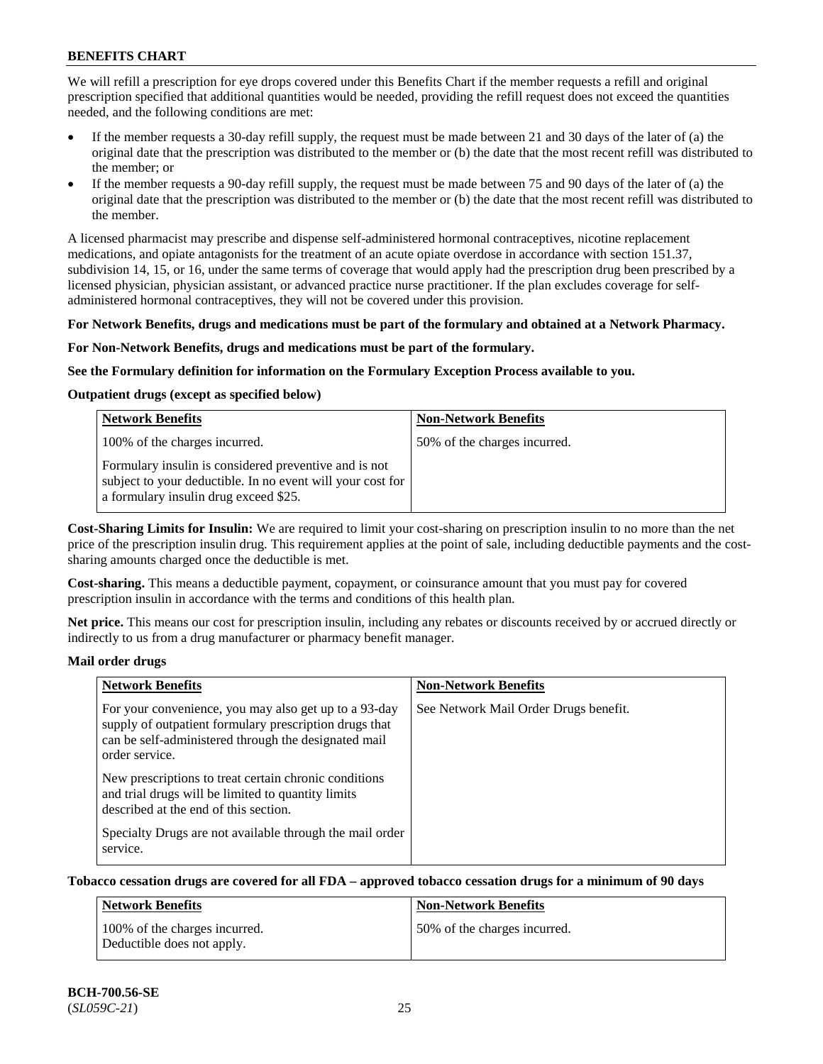We will refill a prescription for eye drops covered under this Benefits Chart if the member requests a refill and original prescription specified that additional quantities would be needed, providing the refill request does not exceed the quantities needed, and the following conditions are met:

- If the member requests a 30-day refill supply, the request must be made between 21 and 30 days of the later of (a) the original date that the prescription was distributed to the member or (b) the date that the most recent refill was distributed to the member; or
- If the member requests a 90-day refill supply, the request must be made between 75 and 90 days of the later of (a) the original date that the prescription was distributed to the member or (b) the date that the most recent refill was distributed to the member.

A licensed pharmacist may prescribe and dispense self-administered hormonal contraceptives, nicotine replacement medications, and opiate antagonists for the treatment of an acute opiate overdose in accordance with section 151.37, subdivision 14, 15, or 16, under the same terms of coverage that would apply had the prescription drug been prescribed by a licensed physician, physician assistant, or advanced practice nurse practitioner. If the plan excludes coverage for self-administered hormonal contraceptives, they will not be covered under this provision.

**For Network Benefits, drugs and medications must be part of the formulary and obtained at a Network Pharmacy.**

**For Non-Network Benefits, drugs and medications must be part of the formulary.**

**See the Formulary definition for information on the Formulary Exception Process available to you.**

**Outpatient drugs (except as specified below)**

| Network Benefits | Non-Network Benefits |
|---|---|
| 100% of the charges incurred.<br><br>Formulary insulin is considered preventive and is not subject to your deductible. In no event will your cost for a formulary insulin drug exceed $25. | 50% of the charges incurred. |

**Cost-Sharing Limits for Insulin:** We are required to limit your cost-sharing on prescription insulin to no more than the net price of the prescription insulin drug. This requirement applies at the point of sale, including deductible payments and the cost-sharing amounts charged once the deductible is met.

**Cost-sharing.** This means a deductible payment, copayment, or coinsurance amount that you must pay for covered prescription insulin in accordance with the terms and conditions of this health plan.

**Net price.** This means our cost for prescription insulin, including any rebates or discounts received by or accrued directly or indirectly to us from a drug manufacturer or pharmacy benefit manager.

**Mail order drugs**

| Network Benefits | Non-Network Benefits |
|---|---|
| For your convenience, you may also get up to a 93-day supply of outpatient formulary prescription drugs that can be self-administered through the designated mail order service.<br><br>New prescriptions to treat certain chronic conditions and trial drugs will be limited to quantity limits described at the end of this section.<br><br>Specialty Drugs are not available through the mail order service. | See Network Mail Order Drugs benefit. |

**Tobacco cessation drugs are covered for all FDA – approved tobacco cessation drugs for a minimum of 90 days**

| Network Benefits | Non-Network Benefits |
|---|---|
| 100% of the charges incurred.<br>Deductible does not apply. | 50% of the charges incurred. |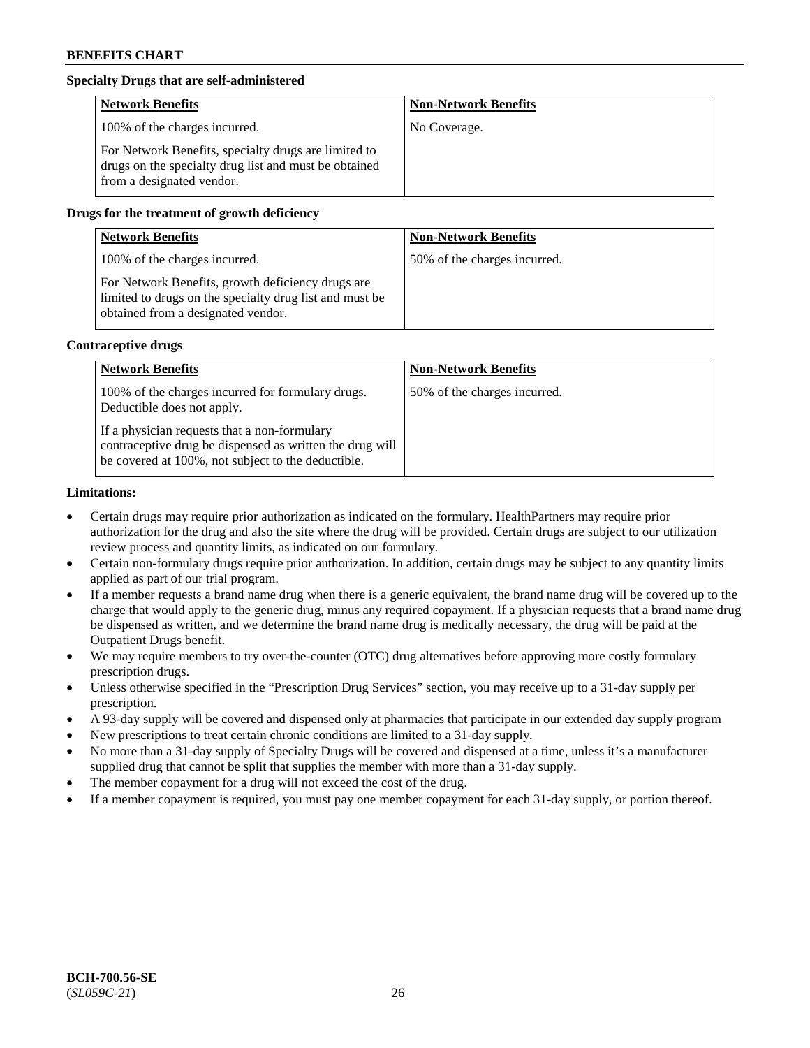**Specialty Drugs that are self-administered**

| Network Benefits | Non-Network Benefits |
| --- | --- |
| 100% of the charges incurred.<br><br>For Network Benefits, specialty drugs are limited to drugs on the specialty drug list and must be obtained from a designated vendor. | No Coverage. |

**Drugs for the treatment of growth deficiency**

| Network Benefits | Non-Network Benefits |
| --- | --- |
| 100% of the charges incurred.<br><br>For Network Benefits, growth deficiency drugs are limited to drugs on the specialty drug list and must be obtained from a designated vendor. | 50% of the charges incurred. |

**Contraceptive drugs**

| Network Benefits | Non-Network Benefits |
| --- | --- |
| 100% of the charges incurred for formulary drugs. Deductible does not apply.<br><br>If a physician requests that a non-formulary contraceptive drug be dispensed as written the drug will be covered at 100%, not subject to the deductible. | 50% of the charges incurred. |

**Limitations:**

- Certain drugs may require prior authorization as indicated on the formulary. HealthPartners may require prior authorization for the drug and also the site where the drug will be provided. Certain drugs are subject to our utilization review process and quantity limits, as indicated on our formulary.
- Certain non-formulary drugs require prior authorization. In addition, certain drugs may be subject to any quantity limits applied as part of our trial program.
- If a member requests a brand name drug when there is a generic equivalent, the brand name drug will be covered up to the charge that would apply to the generic drug, minus any required copayment. If a physician requests that a brand name drug be dispensed as written, and we determine the brand name drug is medically necessary, the drug will be paid at the Outpatient Drugs benefit.
- We may require members to try over-the-counter (OTC) drug alternatives before approving more costly formulary prescription drugs.
- Unless otherwise specified in the "Prescription Drug Services" section, you may receive up to a 31-day supply per prescription.
- A 93-day supply will be covered and dispensed only at pharmacies that participate in our extended day supply program
- New prescriptions to treat certain chronic conditions are limited to a 31-day supply.
- No more than a 31-day supply of Specialty Drugs will be covered and dispensed at a time, unless it's a manufacturer supplied drug that cannot be split that supplies the member with more than a 31-day supply.
- The member copayment for a drug will not exceed the cost of the drug.
- If a member copayment is required, you must pay one member copayment for each 31-day supply, or portion thereof.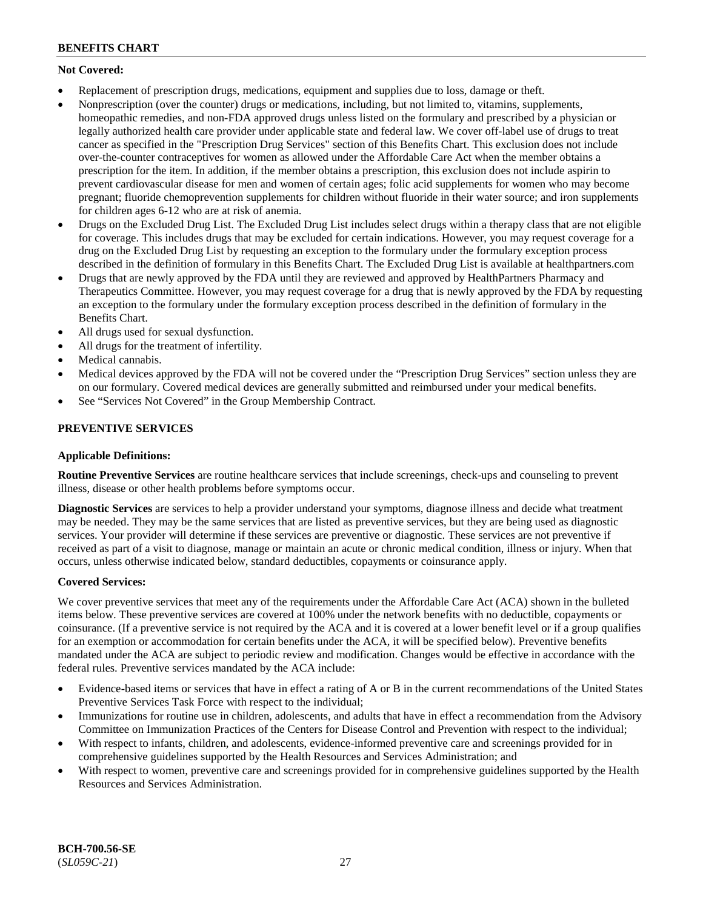**Not Covered:**

- Replacement of prescription drugs, medications, equipment and supplies due to loss, damage or theft.
- Nonprescription (over the counter) drugs or medications, including, but not limited to, vitamins, supplements, homeopathic remedies, and non-FDA approved drugs unless listed on the formulary and prescribed by a physician or legally authorized health care provider under applicable state and federal law. We cover off-label use of drugs to treat cancer as specified in the "Prescription Drug Services" section of this Benefits Chart. This exclusion does not include over-the-counter contraceptives for women as allowed under the Affordable Care Act when the member obtains a prescription for the item. In addition, if the member obtains a prescription, this exclusion does not include aspirin to prevent cardiovascular disease for men and women of certain ages; folic acid supplements for women who may become pregnant; fluoride chemoprevention supplements for children without fluoride in their water source; and iron supplements for children ages 6-12 who are at risk of anemia.
- Drugs on the Excluded Drug List. The Excluded Drug List includes select drugs within a therapy class that are not eligible for coverage. This includes drugs that may be excluded for certain indications. However, you may request coverage for a drug on the Excluded Drug List by requesting an exception to the formulary under the formulary exception process described in the definition of formulary in this Benefits Chart. The Excluded Drug List is available at healthpartners.com
- Drugs that are newly approved by the FDA until they are reviewed and approved by HealthPartners Pharmacy and Therapeutics Committee. However, you may request coverage for a drug that is newly approved by the FDA by requesting an exception to the formulary under the formulary exception process described in the definition of formulary in the Benefits Chart.
- All drugs used for sexual dysfunction.
- All drugs for the treatment of infertility.
- Medical cannabis.
- Medical devices approved by the FDA will not be covered under the "Prescription Drug Services" section unless they are on our formulary. Covered medical devices are generally submitted and reimbursed under your medical benefits.
- See "Services Not Covered" in the Group Membership Contract.

## PREVENTIVE SERVICES

**Applicable Definitions:**

**Routine Preventive Services** are routine healthcare services that include screenings, check-ups and counseling to prevent illness, disease or other health problems before symptoms occur.

**Diagnostic Services** are services to help a provider understand your symptoms, diagnose illness and decide what treatment may be needed. They may be the same services that are listed as preventive services, but they are being used as diagnostic services. Your provider will determine if these services are preventive or diagnostic. These services are not preventive if received as part of a visit to diagnose, manage or maintain an acute or chronic medical condition, illness or injury. When that occurs, unless otherwise indicated below, standard deductibles, copayments or coinsurance apply.

**Covered Services:**

We cover preventive services that meet any of the requirements under the Affordable Care Act (ACA) shown in the bulleted items below. These preventive services are covered at 100% under the network benefits with no deductible, copayments or coinsurance. (If a preventive service is not required by the ACA and it is covered at a lower benefit level or if a group qualifies for an exemption or accommodation for certain benefits under the ACA, it will be specified below). Preventive benefits mandated under the ACA are subject to periodic review and modification. Changes would be effective in accordance with the federal rules. Preventive services mandated by the ACA include:

- Evidence-based items or services that have in effect a rating of A or B in the current recommendations of the United States Preventive Services Task Force with respect to the individual;
- Immunizations for routine use in children, adolescents, and adults that have in effect a recommendation from the Advisory Committee on Immunization Practices of the Centers for Disease Control and Prevention with respect to the individual;
- With respect to infants, children, and adolescents, evidence-informed preventive care and screenings provided for in comprehensive guidelines supported by the Health Resources and Services Administration; and
- With respect to women, preventive care and screenings provided for in comprehensive guidelines supported by the Health Resources and Services Administration.

**BCH-700.56-SE**
(*SL059C-21*)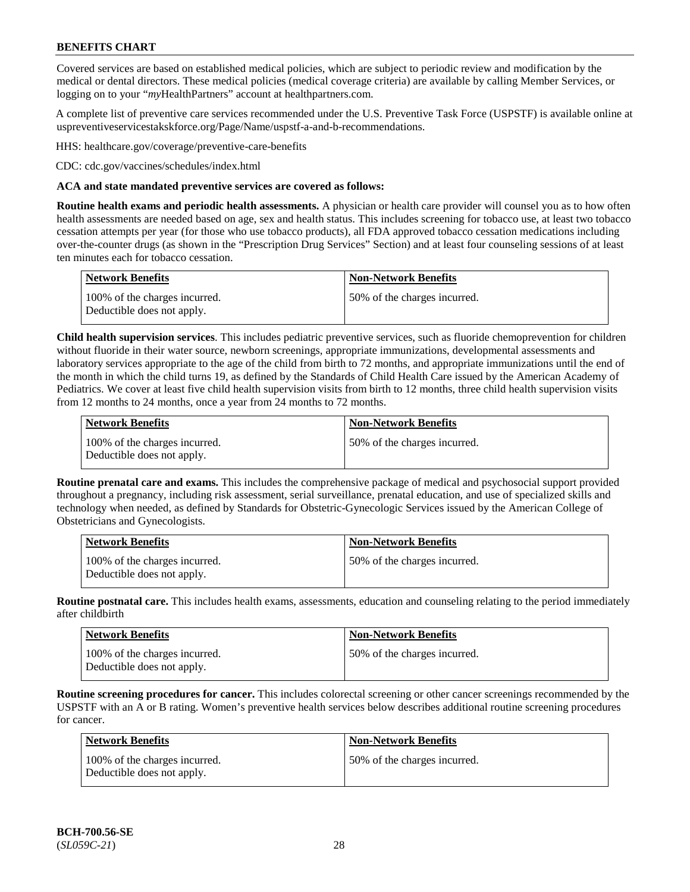## BENEFITS CHART

Covered services are based on established medical policies, which are subject to periodic review and modification by the medical or dental directors. These medical policies (medical coverage criteria) are available by calling Member Services, or logging on to your "*my*HealthPartners" account at healthpartners.com.

A complete list of preventive care services recommended under the U.S. Preventive Task Force (USPSTF) is available online at uspreventiveservicestakskforce.org/Page/Name/uspstf-a-and-b-recommendations.

HHS: healthcare.gov/coverage/preventive-care-benefits

CDC: cdc.gov/vaccines/schedules/index.html

**ACA and state mandated preventive services are covered as follows:**

**Routine health exams and periodic health assessments.** A physician or health care provider will counsel you as to how often health assessments are needed based on age, sex and health status. This includes screening for tobacco use, at least two tobacco cessation attempts per year (for those who use tobacco products), all FDA approved tobacco cessation medications including over-the-counter drugs (as shown in the "Prescription Drug Services" Section) and at least four counseling sessions of at least ten minutes each for tobacco cessation.

| Network Benefits | Non-Network Benefits |
|---|---|
| 100% of the charges incurred. Deductible does not apply. | 50% of the charges incurred. |

**Child health supervision services**. This includes pediatric preventive services, such as fluoride chemoprevention for children without fluoride in their water source, newborn screenings, appropriate immunizations, developmental assessments and laboratory services appropriate to the age of the child from birth to 72 months, and appropriate immunizations until the end of the month in which the child turns 19, as defined by the Standards of Child Health Care issued by the American Academy of Pediatrics. We cover at least five child health supervision visits from birth to 12 months, three child health supervision visits from 12 months to 24 months, once a year from 24 months to 72 months.

| Network Benefits | Non-Network Benefits |
|---|---|
| 100% of the charges incurred. Deductible does not apply. | 50% of the charges incurred. |

**Routine prenatal care and exams.** This includes the comprehensive package of medical and psychosocial support provided throughout a pregnancy, including risk assessment, serial surveillance, prenatal education, and use of specialized skills and technology when needed, as defined by Standards for Obstetric-Gynecologic Services issued by the American College of Obstetricians and Gynecologists.

| Network Benefits | Non-Network Benefits |
|---|---|
| 100% of the charges incurred. Deductible does not apply. | 50% of the charges incurred. |

**Routine postnatal care.** This includes health exams, assessments, education and counseling relating to the period immediately after childbirth

| Network Benefits | Non-Network Benefits |
|---|---|
| 100% of the charges incurred. Deductible does not apply. | 50% of the charges incurred. |

**Routine screening procedures for cancer.** This includes colorectal screening or other cancer screenings recommended by the USPSTF with an A or B rating. Women's preventive health services below describes additional routine screening procedures for cancer.

| Network Benefits | Non-Network Benefits |
|---|---|
| 100% of the charges incurred. Deductible does not apply. | 50% of the charges incurred. |

**BCH-700.56-SE**
(*SL059C-21*)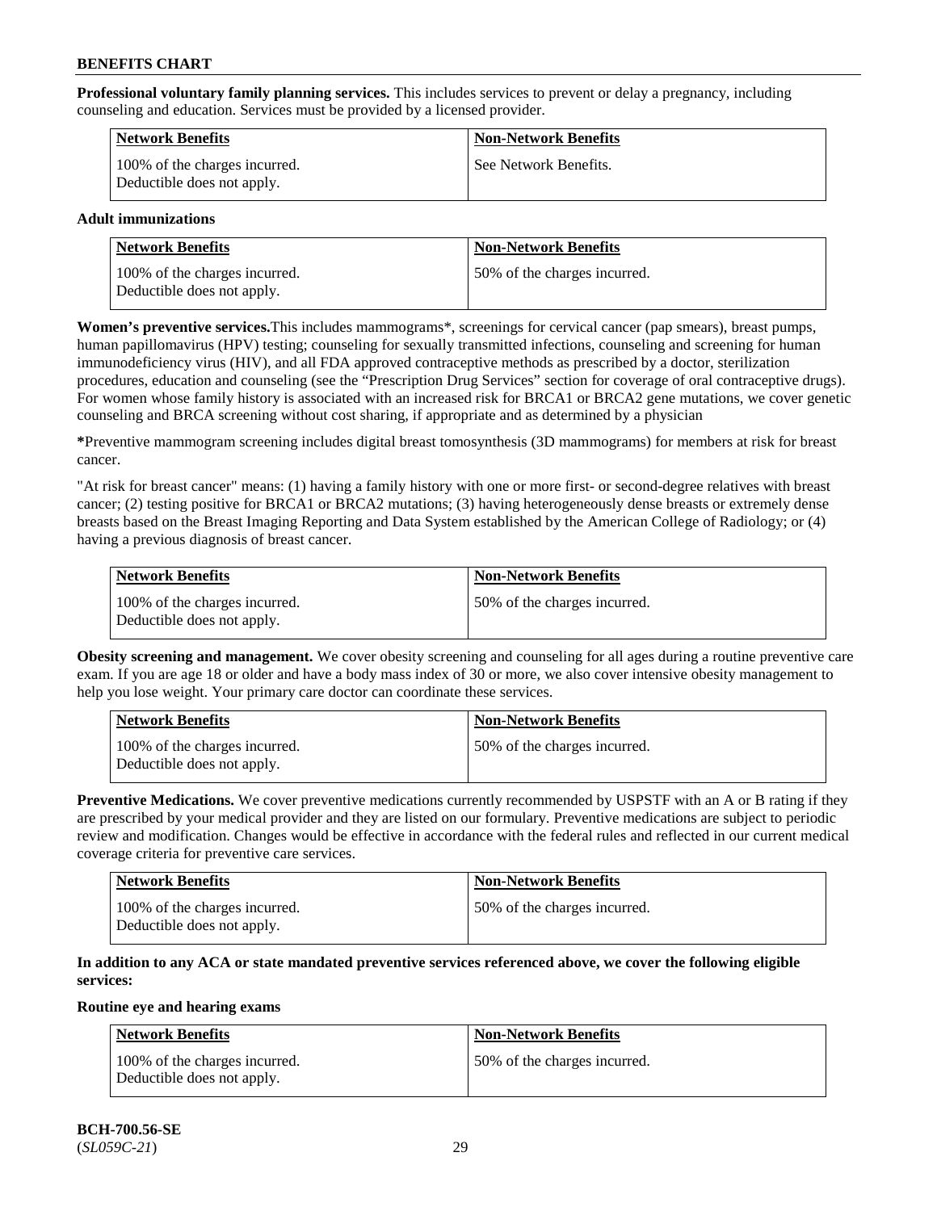**Professional voluntary family planning services.** This includes services to prevent or delay a pregnancy, including counseling and education. Services must be provided by a licensed provider.

| Network Benefits | Non-Network Benefits |
| --- | --- |
| 100% of the charges incurred. Deductible does not apply. | See Network Benefits. |

**Adult immunizations**

| Network Benefits | Non-Network Benefits |
| --- | --- |
| 100% of the charges incurred. Deductible does not apply. | 50% of the charges incurred. |

**Women's preventive services.**This includes mammograms*, screenings for cervical cancer (pap smears), breast pumps, human papillomavirus (HPV) testing; counseling for sexually transmitted infections, counseling and screening for human immunodeficiency virus (HIV), and all FDA approved contraceptive methods as prescribed by a doctor, sterilization procedures, education and counseling (see the "Prescription Drug Services" section for coverage of oral contraceptive drugs). For women whose family history is associated with an increased risk for BRCA1 or BRCA2 gene mutations, we cover genetic counseling and BRCA screening without cost sharing, if appropriate and as determined by a physician

***Preventive mammogram screening includes digital breast tomosynthesis (3D mammograms) for members at risk for breast cancer.

"At risk for breast cancer" means: (1) having a family history with one or more first- or second-degree relatives with breast cancer; (2) testing positive for BRCA1 or BRCA2 mutations; (3) having heterogeneously dense breasts or extremely dense breasts based on the Breast Imaging Reporting and Data System established by the American College of Radiology; or (4) having a previous diagnosis of breast cancer.

| Network Benefits | Non-Network Benefits |
| --- | --- |
| 100% of the charges incurred. Deductible does not apply. | 50% of the charges incurred. |

**Obesity screening and management.** We cover obesity screening and counseling for all ages during a routine preventive care exam. If you are age 18 or older and have a body mass index of 30 or more, we also cover intensive obesity management to help you lose weight. Your primary care doctor can coordinate these services.

| Network Benefits | Non-Network Benefits |
| --- | --- |
| 100% of the charges incurred. Deductible does not apply. | 50% of the charges incurred. |

**Preventive Medications.** We cover preventive medications currently recommended by USPSTF with an A or B rating if they are prescribed by your medical provider and they are listed on our formulary. Preventive medications are subject to periodic review and modification. Changes would be effective in accordance with the federal rules and reflected in our current medical coverage criteria for preventive care services.

| Network Benefits | Non-Network Benefits |
| --- | --- |
| 100% of the charges incurred. Deductible does not apply. | 50% of the charges incurred. |

**In addition to any ACA or state mandated preventive services referenced above, we cover the following eligible services:**

**Routine eye and hearing exams**

| Network Benefits | Non-Network Benefits |
| --- | --- |
| 100% of the charges incurred. Deductible does not apply. | 50% of the charges incurred. |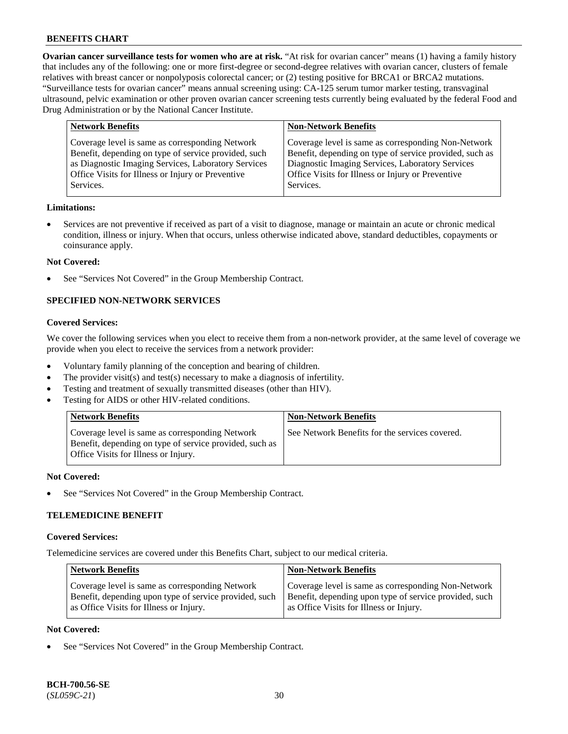**Ovarian cancer surveillance tests for women who are at risk.** "At risk for ovarian cancer" means (1) having a family history that includes any of the following: one or more first-degree or second-degree relatives with ovarian cancer, clusters of female relatives with breast cancer or nonpolyposis colorectal cancer; or (2) testing positive for BRCA1 or BRCA2 mutations. "Surveillance tests for ovarian cancer" means annual screening using: CA-125 serum tumor marker testing, transvaginal ultrasound, pelvic examination or other proven ovarian cancer screening tests currently being evaluated by the federal Food and Drug Administration or by the National Cancer Institute.

| Network Benefits | Non-Network Benefits |
|---|---|
| Coverage level is same as corresponding Network Benefit, depending on type of service provided, such as Diagnostic Imaging Services, Laboratory Services Office Visits for Illness or Injury or Preventive Services. | Coverage level is same as corresponding Non-Network Benefit, depending on type of service provided, such as Diagnostic Imaging Services, Laboratory Services Office Visits for Illness or Injury or Preventive Services. |

**Limitations:**

- Services are not preventive if received as part of a visit to diagnose, manage or maintain an acute or chronic medical condition, illness or injury. When that occurs, unless otherwise indicated above, standard deductibles, copayments or coinsurance apply.

**Not Covered:**

- See "Services Not Covered" in the Group Membership Contract.

## SPECIFIED NON-NETWORK SERVICES

**Covered Services:**

We cover the following services when you elect to receive them from a non-network provider, at the same level of coverage we provide when you elect to receive the services from a network provider:

- Voluntary family planning of the conception and bearing of children.
- The provider visit(s) and test(s) necessary to make a diagnosis of infertility.
- Testing and treatment of sexually transmitted diseases (other than HIV).
- Testing for AIDS or other HIV-related conditions.

| Network Benefits | Non-Network Benefits |
|---|---|
| Coverage level is same as corresponding Network Benefit, depending on type of service provided, such as Office Visits for Illness or Injury. | See Network Benefits for the services covered. |

**Not Covered:**

- See "Services Not Covered" in the Group Membership Contract.

## TELEMEDICINE BENEFIT

**Covered Services:**

Telemedicine services are covered under this Benefits Chart, subject to our medical criteria.

| Network Benefits | Non-Network Benefits |
|---|---|
| Coverage level is same as corresponding Network Benefit, depending upon type of service provided, such as Office Visits for Illness or Injury. | Coverage level is same as corresponding Non-Network Benefit, depending upon type of service provided, such as Office Visits for Illness or Injury. |

**Not Covered:**

- See "Services Not Covered" in the Group Membership Contract.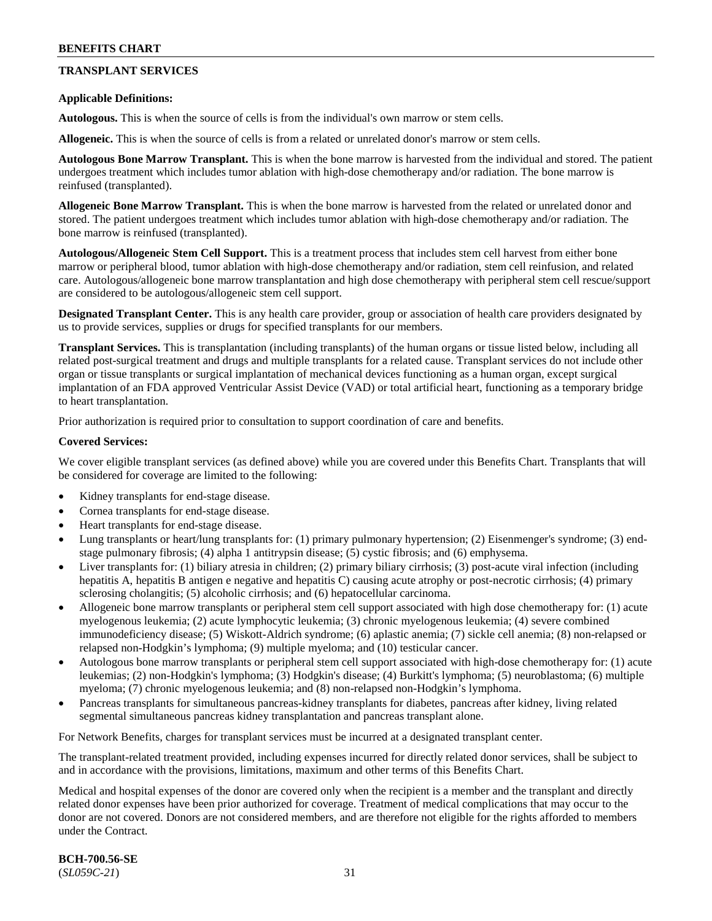## TRANSPLANT SERVICES

**Applicable Definitions:**

**Autologous.** This is when the source of cells is from the individual's own marrow or stem cells.

**Allogeneic.** This is when the source of cells is from a related or unrelated donor's marrow or stem cells.

**Autologous Bone Marrow Transplant.** This is when the bone marrow is harvested from the individual and stored. The patient undergoes treatment which includes tumor ablation with high-dose chemotherapy and/or radiation. The bone marrow is reinfused (transplanted).

**Allogeneic Bone Marrow Transplant.** This is when the bone marrow is harvested from the related or unrelated donor and stored. The patient undergoes treatment which includes tumor ablation with high-dose chemotherapy and/or radiation. The bone marrow is reinfused (transplanted).

**Autologous/Allogeneic Stem Cell Support.** This is a treatment process that includes stem cell harvest from either bone marrow or peripheral blood, tumor ablation with high-dose chemotherapy and/or radiation, stem cell reinfusion, and related care. Autologous/allogeneic bone marrow transplantation and high dose chemotherapy with peripheral stem cell rescue/support are considered to be autologous/allogeneic stem cell support.

**Designated Transplant Center.** This is any health care provider, group or association of health care providers designated by us to provide services, supplies or drugs for specified transplants for our members.

**Transplant Services.** This is transplantation (including transplants) of the human organs or tissue listed below, including all related post-surgical treatment and drugs and multiple transplants for a related cause. Transplant services do not include other organ or tissue transplants or surgical implantation of mechanical devices functioning as a human organ, except surgical implantation of an FDA approved Ventricular Assist Device (VAD) or total artificial heart, functioning as a temporary bridge to heart transplantation.

Prior authorization is required prior to consultation to support coordination of care and benefits.

**Covered Services:**

We cover eligible transplant services (as defined above) while you are covered under this Benefits Chart. Transplants that will be considered for coverage are limited to the following:

- Kidney transplants for end-stage disease.
- Cornea transplants for end-stage disease.
- Heart transplants for end-stage disease.
- Lung transplants or heart/lung transplants for: (1) primary pulmonary hypertension; (2) Eisenmenger's syndrome; (3) end-stage pulmonary fibrosis; (4) alpha 1 antitrypsin disease; (5) cystic fibrosis; and (6) emphysema.
- Liver transplants for: (1) biliary atresia in children; (2) primary biliary cirrhosis; (3) post-acute viral infection (including hepatitis A, hepatitis B antigen e negative and hepatitis C) causing acute atrophy or post-necrotic cirrhosis; (4) primary sclerosing cholangitis; (5) alcoholic cirrhosis; and (6) hepatocellular carcinoma.
- Allogeneic bone marrow transplants or peripheral stem cell support associated with high dose chemotherapy for: (1) acute myelogenous leukemia; (2) acute lymphocytic leukemia; (3) chronic myelogenous leukemia; (4) severe combined immunodeficiency disease; (5) Wiskott-Aldrich syndrome; (6) aplastic anemia; (7) sickle cell anemia; (8) non-relapsed or relapsed non-Hodgkin's lymphoma; (9) multiple myeloma; and (10) testicular cancer.
- Autologous bone marrow transplants or peripheral stem cell support associated with high-dose chemotherapy for: (1) acute leukemias; (2) non-Hodgkin's lymphoma; (3) Hodgkin's disease; (4) Burkitt's lymphoma; (5) neuroblastoma; (6) multiple myeloma; (7) chronic myelogenous leukemia; and (8) non-relapsed non-Hodgkin's lymphoma.
- Pancreas transplants for simultaneous pancreas-kidney transplants for diabetes, pancreas after kidney, living related segmental simultaneous pancreas kidney transplantation and pancreas transplant alone.

For Network Benefits, charges for transplant services must be incurred at a designated transplant center.

The transplant-related treatment provided, including expenses incurred for directly related donor services, shall be subject to and in accordance with the provisions, limitations, maximum and other terms of this Benefits Chart.

Medical and hospital expenses of the donor are covered only when the recipient is a member and the transplant and directly related donor expenses have been prior authorized for coverage. Treatment of medical complications that may occur to the donor are not covered. Donors are not considered members, and are therefore not eligible for the rights afforded to members under the Contract.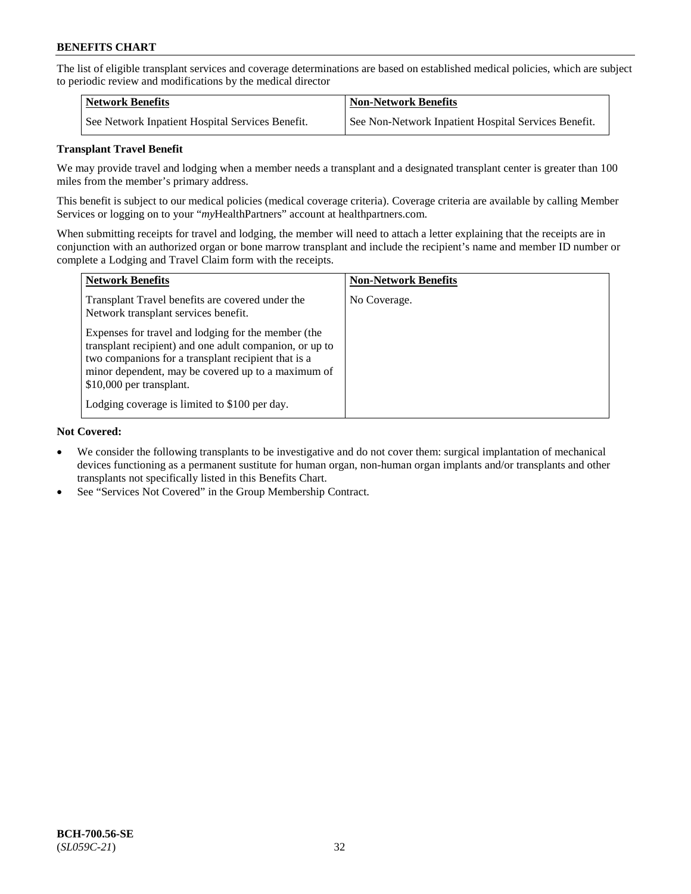The list of eligible transplant services and coverage determinations are based on established medical policies, which are subject to periodic review and modifications by the medical director

| Network Benefits | Non-Network Benefits |
|---|---|
| See Network Inpatient Hospital Services Benefit. | See Non-Network Inpatient Hospital Services Benefit. |

**Transplant Travel Benefit**

We may provide travel and lodging when a member needs a transplant and a designated transplant center is greater than 100 miles from the member's primary address.

This benefit is subject to our medical policies (medical coverage criteria). Coverage criteria are available by calling Member Services or logging on to your "*my*HealthPartners" account at healthpartners.com.

When submitting receipts for travel and lodging, the member will need to attach a letter explaining that the receipts are in conjunction with an authorized organ or bone marrow transplant and include the recipient's name and member ID number or complete a Lodging and Travel Claim form with the receipts.

| Network Benefits | Non-Network Benefits |
|---|---|
| Transplant Travel benefits are covered under the Network transplant services benefit.<br><br>Expenses for travel and lodging for the member (the transplant recipient) and one adult companion, or up to two companions for a transplant recipient that is a minor dependent, may be covered up to a maximum of $10,000 per transplant.<br><br>Lodging coverage is limited to $100 per day. | No Coverage. |

**Not Covered:**

- We consider the following transplants to be investigative and do not cover them: surgical implantation of mechanical devices functioning as a permanent sustitute for human organ, non-human organ implants and/or transplants and other transplants not specifically listed in this Benefits Chart.
- See "Services Not Covered" in the Group Membership Contract.